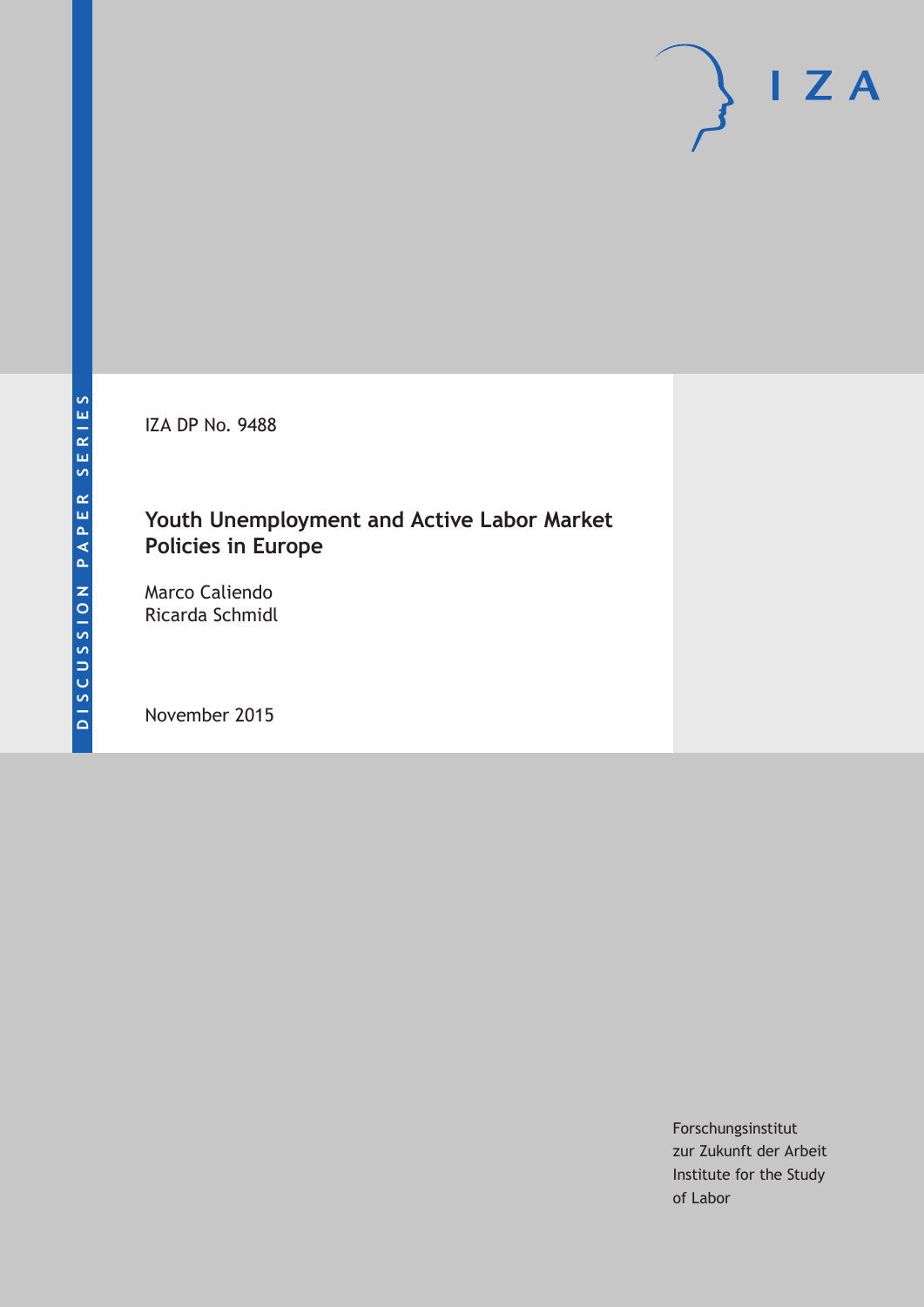DISCUSSION PAPER SERIES

IZA

IZA DP No. 9488

# Youth Unemployment and Active Labor Market Policies in Europe

Marco Caliendo
Ricarda Schmidl

November 2015

Forschungsinstitut
zur Zukunft der Arbeit
Institute for the Study
of Labor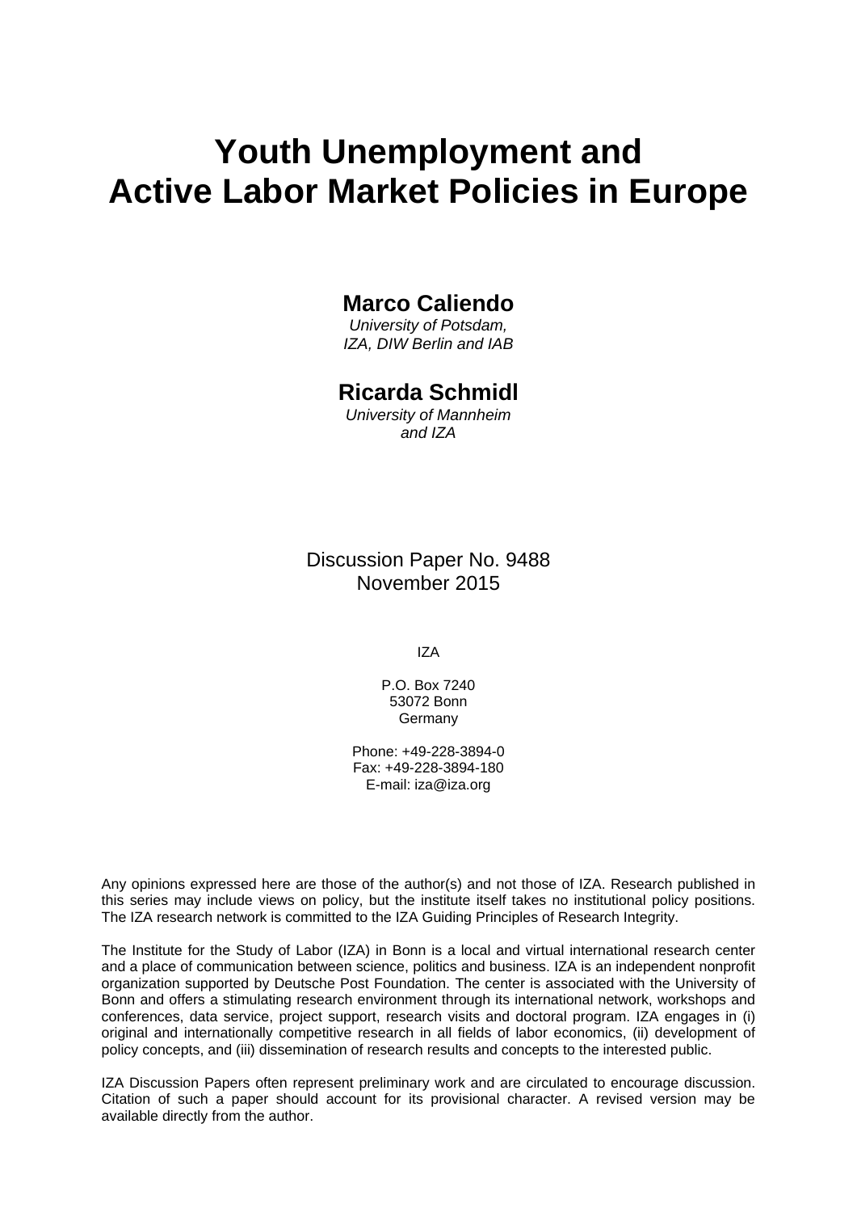# Youth Unemployment and Active Labor Market Policies in Europe

**Marco Caliendo**

*University of Potsdam, IZA, DIW Berlin and IAB*

**Ricarda Schmidl**

*University of Mannheim and IZA*

Discussion Paper No. 9488
November 2015

IZA

P.O. Box 7240
53072 Bonn
Germany

Phone: +49-228-3894-0
Fax: +49-228-3894-180
E-mail: iza@iza.org

Any opinions expressed here are those of the author(s) and not those of IZA. Research published in this series may include views on policy, but the institute itself takes no institutional policy positions. The IZA research network is committed to the IZA Guiding Principles of Research Integrity.

The Institute for the Study of Labor (IZA) in Bonn is a local and virtual international research center and a place of communication between science, politics and business. IZA is an independent nonprofit organization supported by Deutsche Post Foundation. The center is associated with the University of Bonn and offers a stimulating research environment through its international network, workshops and conferences, data service, project support, research visits and doctoral program. IZA engages in (i) original and internationally competitive research in all fields of labor economics, (ii) development of policy concepts, and (iii) dissemination of research results and concepts to the interested public.

IZA Discussion Papers often represent preliminary work and are circulated to encourage discussion. Citation of such a paper should account for its provisional character. A revised version may be available directly from the author.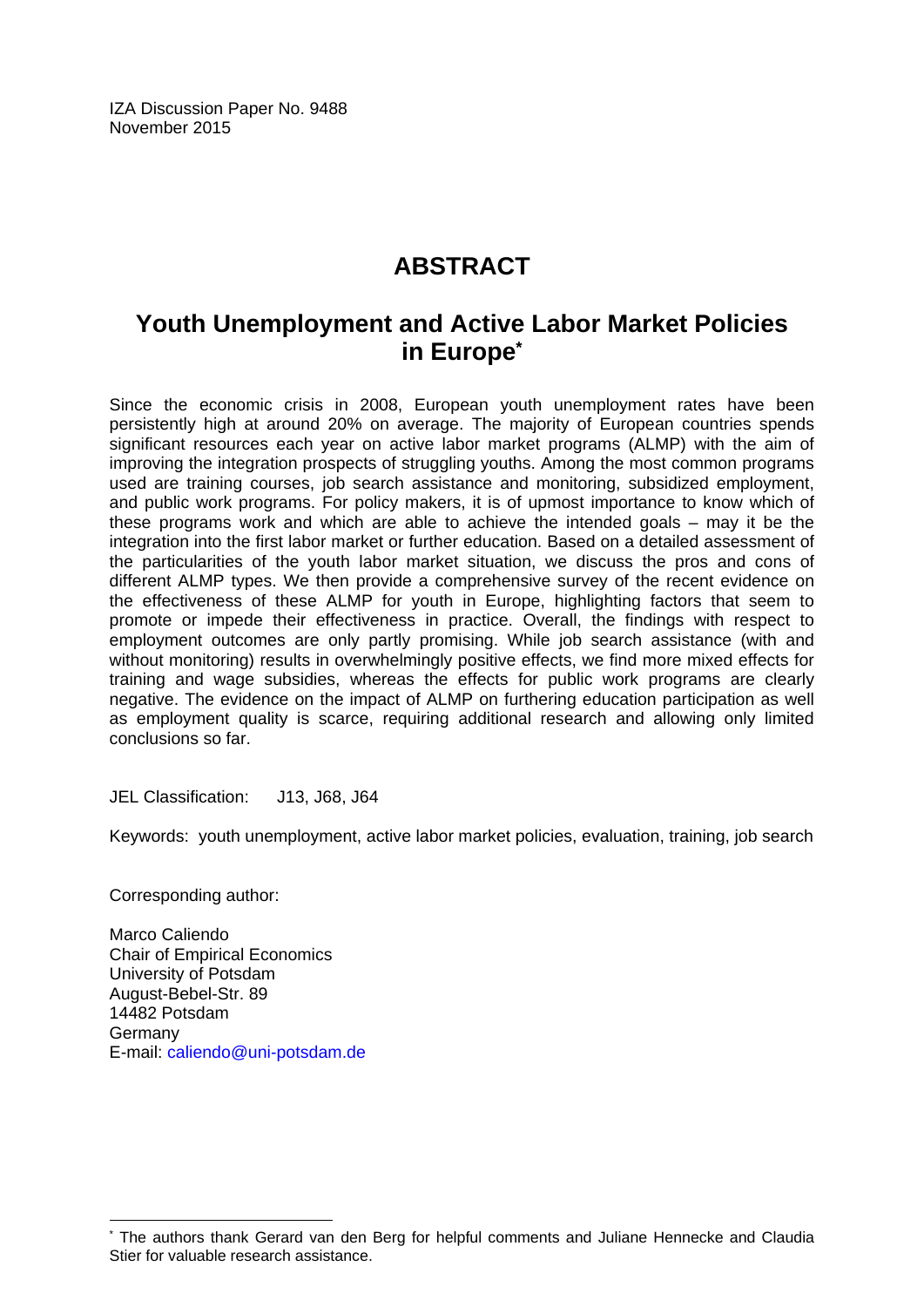IZA Discussion Paper No. 9488
November 2015

# ABSTRACT

## Youth Unemployment and Active Labor Market Policies in Europe*

Since the economic crisis in 2008, European youth unemployment rates have been persistently high at around 20% on average. The majority of European countries spends significant resources each year on active labor market programs (ALMP) with the aim of improving the integration prospects of struggling youths. Among the most common programs used are training courses, job search assistance and monitoring, subsidized employment, and public work programs. For policy makers, it is of upmost importance to know which of these programs work and which are able to achieve the intended goals – may it be the integration into the first labor market or further education. Based on a detailed assessment of the particularities of the youth labor market situation, we discuss the pros and cons of different ALMP types. We then provide a comprehensive survey of the recent evidence on the effectiveness of these ALMP for youth in Europe, highlighting factors that seem to promote or impede their effectiveness in practice. Overall, the findings with respect to employment outcomes are only partly promising. While job search assistance (with and without monitoring) results in overwhelmingly positive effects, we find more mixed effects for training and wage subsidies, whereas the effects for public work programs are clearly negative. The evidence on the impact of ALMP on furthering education participation as well as employment quality is scarce, requiring additional research and allowing only limited conclusions so far.

JEL Classification: J13, J68, J64

Keywords: youth unemployment, active labor market policies, evaluation, training, job search

Corresponding author:

Marco Caliendo
Chair of Empirical Economics
University of Potsdam
August-Bebel-Str. 89
14482 Potsdam
Germany
E-mail: caliendo@uni-potsdam.de

* The authors thank Gerard van den Berg for helpful comments and Juliane Hennecke and Claudia Stier for valuable research assistance.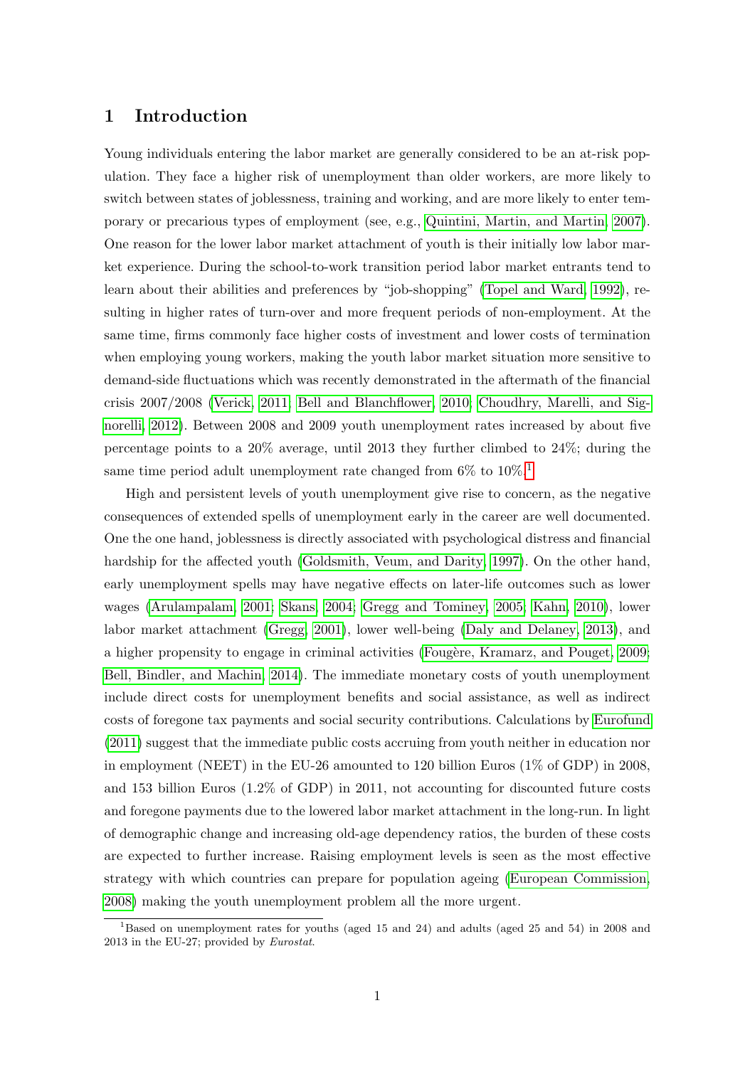# 1 Introduction

Young individuals entering the labor market are generally considered to be an at-risk population. They face a higher risk of unemployment than older workers, are more likely to switch between states of joblessness, training and working, and are more likely to enter temporary or precarious types of employment (see, e.g., Quintini, Martin, and Martin, 2007). One reason for the lower labor market attachment of youth is their initially low labor market experience. During the school-to-work transition period labor market entrants tend to learn about their abilities and preferences by "job-shopping" (Topel and Ward, 1992), resulting in higher rates of turn-over and more frequent periods of non-employment. At the same time, firms commonly face higher costs of investment and lower costs of termination when employing young workers, making the youth labor market situation more sensitive to demand-side fluctuations which was recently demonstrated in the aftermath of the financial crisis 2007/2008 (Verick, 2011; Bell and Blanchflower, 2010; Choudhry, Marelli, and Signorelli, 2012). Between 2008 and 2009 youth unemployment rates increased by about five percentage points to a 20% average, until 2013 they further climbed to 24%; during the same time period adult unemployment rate changed from 6% to 10%.[1]

High and persistent levels of youth unemployment give rise to concern, as the negative consequences of extended spells of unemployment early in the career are well documented. One the one hand, joblessness is directly associated with psychological distress and financial hardship for the affected youth (Goldsmith, Veum, and Darity, 1997). On the other hand, early unemployment spells may have negative effects on later-life outcomes such as lower wages (Arulampalam, 2001; Skans, 2004; Gregg and Tominey, 2005; Kahn, 2010), lower labor market attachment (Gregg, 2001), lower well-being (Daly and Delaney, 2013), and a higher propensity to engage in criminal activities (Fougère, Kramarz, and Pouget, 2009; Bell, Bindler, and Machin, 2014). The immediate monetary costs of youth unemployment include direct costs for unemployment benefits and social assistance, as well as indirect costs of foregone tax payments and social security contributions. Calculations by Eurofund (2011) suggest that the immediate public costs accruing from youth neither in education nor in employment (NEET) in the EU-26 amounted to 120 billion Euros (1% of GDP) in 2008, and 153 billion Euros (1.2% of GDP) in 2011, not accounting for discounted future costs and foregone payments due to the lowered labor market attachment in the long-run. In light of demographic change and increasing old-age dependency ratios, the burden of these costs are expected to further increase. Raising employment levels is seen as the most effective strategy with which countries can prepare for population ageing (European Commission, 2008) making the youth unemployment problem all the more urgent.

[1] Based on unemployment rates for youths (aged 15 and 24) and adults (aged 25 and 54) in 2008 and 2013 in the EU-27; provided by *Eurostat*.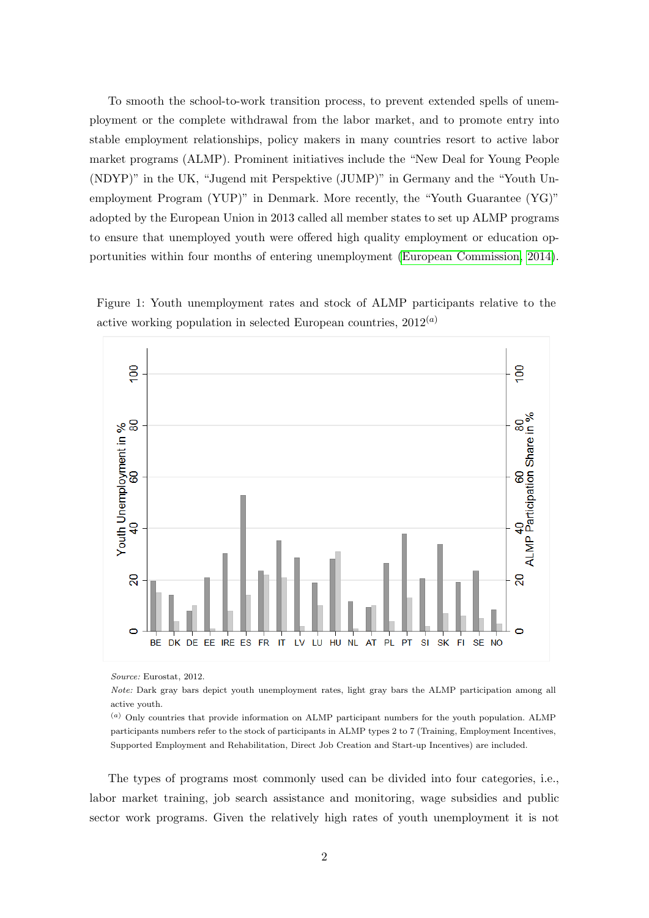To smooth the school-to-work transition process, to prevent extended spells of unemployment or the complete withdrawal from the labor market, and to promote entry into stable employment relationships, policy makers in many countries resort to active labor market programs (ALMP). Prominent initiatives include the "New Deal for Young People (NDYP)" in the UK, "Jugend mit Perspektive (JUMP)" in Germany and the "Youth Unemployment Program (YUP)" in Denmark. More recently, the "Youth Guarantee (YG)" adopted by the European Union in 2013 called all member states to set up ALMP programs to ensure that unemployed youth were offered high quality employment or education opportunities within four months of entering unemployment (European Commission, 2014).

Figure 1: Youth unemployment rates and stock of ALMP participants relative to the active working population in selected European countries, 2012[a]

*Source:* Eurostat, 2012.

*Note:* Dark gray bars depict youth unemployment rates, light gray bars the ALMP participation among all active youth.

[a] Only countries that provide information on ALMP participant numbers for the youth population. ALMP participants numbers refer to the stock of participants in ALMP types 2 to 7 (Training, Employment Incentives, Supported Employment and Rehabilitation, Direct Job Creation and Start-up Incentives) are included.

The types of programs most commonly used can be divided into four categories, i.e., labor market training, job search assistance and monitoring, wage subsidies and public sector work programs. Given the relatively high rates of youth unemployment it is not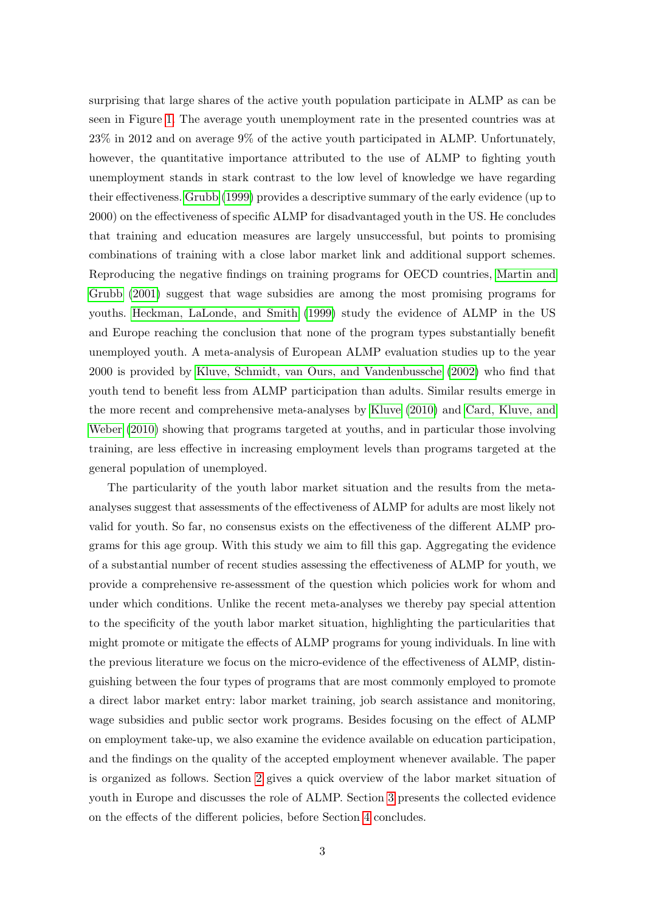surprising that large shares of the active youth population participate in ALMP as can be seen in Figure 1. The average youth unemployment rate in the presented countries was at 23% in 2012 and on average 9% of the active youth participated in ALMP. Unfortunately, however, the quantitative importance attributed to the use of ALMP to fighting youth unemployment stands in stark contrast to the low level of knowledge we have regarding their effectiveness. Grubb (1999) provides a descriptive summary of the early evidence (up to 2000) on the effectiveness of specific ALMP for disadvantaged youth in the US. He concludes that training and education measures are largely unsuccessful, but points to promising combinations of training with a close labor market link and additional support schemes. Reproducing the negative findings on training programs for OECD countries, Martin and Grubb (2001) suggest that wage subsidies are among the most promising programs for youths. Heckman, LaLonde, and Smith (1999) study the evidence of ALMP in the US and Europe reaching the conclusion that none of the program types substantially benefit unemployed youth. A meta-analysis of European ALMP evaluation studies up to the year 2000 is provided by Kluve, Schmidt, van Ours, and Vandenbussche (2002) who find that youth tend to benefit less from ALMP participation than adults. Similar results emerge in the more recent and comprehensive meta-analyses by Kluve (2010) and Card, Kluve, and Weber (2010) showing that programs targeted at youths, and in particular those involving training, are less effective in increasing employment levels than programs targeted at the general population of unemployed.

The particularity of the youth labor market situation and the results from the meta-analyses suggest that assessments of the effectiveness of ALMP for adults are most likely not valid for youth. So far, no consensus exists on the effectiveness of the different ALMP programs for this age group. With this study we aim to fill this gap. Aggregating the evidence of a substantial number of recent studies assessing the effectiveness of ALMP for youth, we provide a comprehensive re-assessment of the question which policies work for whom and under which conditions. Unlike the recent meta-analyses we thereby pay special attention to the specificity of the youth labor market situation, highlighting the particularities that might promote or mitigate the effects of ALMP programs for young individuals. In line with the previous literature we focus on the micro-evidence of the effectiveness of ALMP, distinguishing between the four types of programs that are most commonly employed to promote a direct labor market entry: labor market training, job search assistance and monitoring, wage subsidies and public sector work programs. Besides focusing on the effect of ALMP on employment take-up, we also examine the evidence available on education participation, and the findings on the quality of the accepted employment whenever available. The paper is organized as follows. Section 2 gives a quick overview of the labor market situation of youth in Europe and discusses the role of ALMP. Section 3 presents the collected evidence on the effects of the different policies, before Section 4 concludes.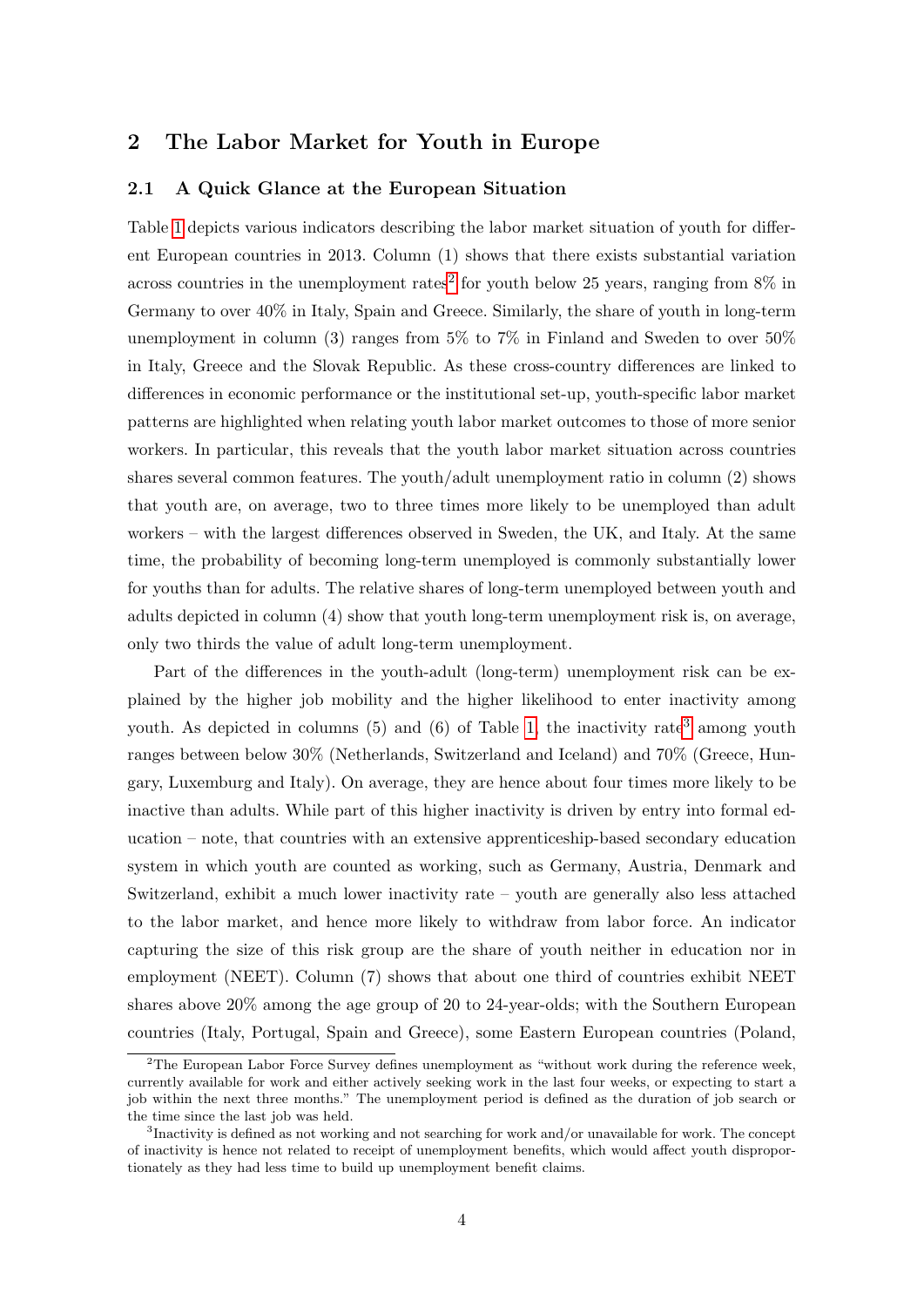## 2 The Labor Market for Youth in Europe

### 2.1 A Quick Glance at the European Situation

Table 1 depicts various indicators describing the labor market situation of youth for different European countries in 2013. Column (1) shows that there exists substantial variation across countries in the unemployment rates[2] for youth below 25 years, ranging from 8% in Germany to over 40% in Italy, Spain and Greece. Similarly, the share of youth in long-term unemployment in column (3) ranges from 5% to 7% in Finland and Sweden to over 50% in Italy, Greece and the Slovak Republic. As these cross-country differences are linked to differences in economic performance or the institutional set-up, youth-specific labor market patterns are highlighted when relating youth labor market outcomes to those of more senior workers. In particular, this reveals that the youth labor market situation across countries shares several common features. The youth/adult unemployment ratio in column (2) shows that youth are, on average, two to three times more likely to be unemployed than adult workers – with the largest differences observed in Sweden, the UK, and Italy. At the same time, the probability of becoming long-term unemployed is commonly substantially lower for youths than for adults. The relative shares of long-term unemployed between youth and adults depicted in column (4) show that youth long-term unemployment risk is, on average, only two thirds the value of adult long-term unemployment.

Part of the differences in the youth-adult (long-term) unemployment risk can be explained by the higher job mobility and the higher likelihood to enter inactivity among youth. As depicted in columns (5) and (6) of Table 1, the inactivity rate[3] among youth ranges between below 30% (Netherlands, Switzerland and Iceland) and 70% (Greece, Hungary, Luxemburg and Italy). On average, they are hence about four times more likely to be inactive than adults. While part of this higher inactivity is driven by entry into formal education – note, that countries with an extensive apprenticeship-based secondary education system in which youth are counted as working, such as Germany, Austria, Denmark and Switzerland, exhibit a much lower inactivity rate – youth are generally also less attached to the labor market, and hence more likely to withdraw from labor force. An indicator capturing the size of this risk group are the share of youth neither in education nor in employment (NEET). Column (7) shows that about one third of countries exhibit NEET shares above 20% among the age group of 20 to 24-year-olds; with the Southern European countries (Italy, Portugal, Spain and Greece), some Eastern European countries (Poland,

[2] The European Labor Force Survey defines unemployment as "without work during the reference week, currently available for work and either actively seeking work in the last four weeks, or expecting to start a job within the next three months." The unemployment period is defined as the duration of job search or the time since the last job was held.

[3] Inactivity is defined as not working and not searching for work and/or unavailable for work. The concept of inactivity is hence not related to receipt of unemployment benefits, which would affect youth disproportionately as they had less time to build up unemployment benefit claims.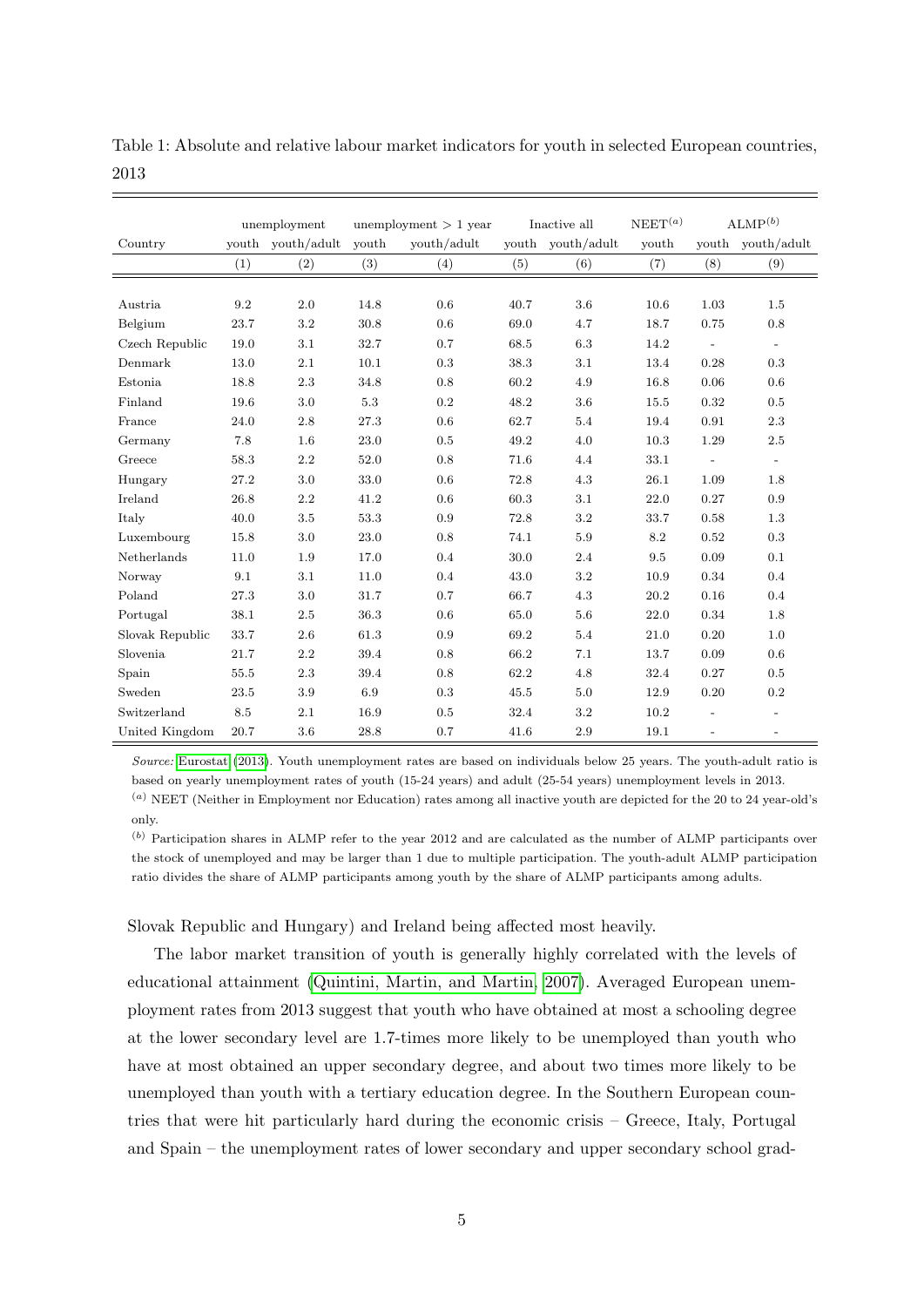Table 1: Absolute and relative labour market indicators for youth in selected European countries, 2013

| | unemployment | | unemployment > 1 year | | Inactive all | | NEET$^{(a)}$ | ALMP$^{(b)}$ | |
|---|---|---|---|---|---|---|---|---|---|
| Country | youth | youth/adult | youth | youth/adult | youth | youth/adult | youth | youth | youth/adult |
| | (1) | (2) | (3) | (4) | (5) | (6) | (7) | (8) | (9) |
| Austria | 9.2 | 2.0 | 14.8 | 0.6 | 40.7 | 3.6 | 10.6 | 1.03 | 1.5 |
| Belgium | 23.7 | 3.2 | 30.8 | 0.6 | 69.0 | 4.7 | 18.7 | 0.75 | 0.8 |
| Czech Republic | 19.0 | 3.1 | 32.7 | 0.7 | 68.5 | 6.3 | 14.2 | - | - |
| Denmark | 13.0 | 2.1 | 10.1 | 0.3 | 38.3 | 3.1 | 13.4 | 0.28 | 0.3 |
| Estonia | 18.8 | 2.3 | 34.8 | 0.8 | 60.2 | 4.9 | 16.8 | 0.06 | 0.6 |
| Finland | 19.6 | 3.0 | 5.3 | 0.2 | 48.2 | 3.6 | 15.5 | 0.32 | 0.5 |
| France | 24.0 | 2.8 | 27.3 | 0.6 | 62.7 | 5.4 | 19.4 | 0.91 | 2.3 |
| Germany | 7.8 | 1.6 | 23.0 | 0.5 | 49.2 | 4.0 | 10.3 | 1.29 | 2.5 |
| Greece | 58.3 | 2.2 | 52.0 | 0.8 | 71.6 | 4.4 | 33.1 | - | - |
| Hungary | 27.2 | 3.0 | 33.0 | 0.6 | 72.8 | 4.3 | 26.1 | 1.09 | 1.8 |
| Ireland | 26.8 | 2.2 | 41.2 | 0.6 | 60.3 | 3.1 | 22.0 | 0.27 | 0.9 |
| Italy | 40.0 | 3.5 | 53.3 | 0.9 | 72.8 | 3.2 | 33.7 | 0.58 | 1.3 |
| Luxembourg | 15.8 | 3.0 | 23.0 | 0.8 | 74.1 | 5.9 | 8.2 | 0.52 | 0.3 |
| Netherlands | 11.0 | 1.9 | 17.0 | 0.4 | 30.0 | 2.4 | 9.5 | 0.09 | 0.1 |
| Norway | 9.1 | 3.1 | 11.0 | 0.4 | 43.0 | 3.2 | 10.9 | 0.34 | 0.4 |
| Poland | 27.3 | 3.0 | 31.7 | 0.7 | 66.7 | 4.3 | 20.2 | 0.16 | 0.4 |
| Portugal | 38.1 | 2.5 | 36.3 | 0.6 | 65.0 | 5.6 | 22.0 | 0.34 | 1.8 |
| Slovak Republic | 33.7 | 2.6 | 61.3 | 0.9 | 69.2 | 5.4 | 21.0 | 0.20 | 1.0 |
| Slovenia | 21.7 | 2.2 | 39.4 | 0.8 | 66.2 | 7.1 | 13.7 | 0.09 | 0.6 |
| Spain | 55.5 | 2.3 | 39.4 | 0.8 | 62.2 | 4.8 | 32.4 | 0.27 | 0.5 |
| Sweden | 23.5 | 3.9 | 6.9 | 0.3 | 45.5 | 5.0 | 12.9 | 0.20 | 0.2 |
| Switzerland | 8.5 | 2.1 | 16.9 | 0.5 | 32.4 | 3.2 | 10.2 | - | - |
| United Kingdom | 20.7 | 3.6 | 28.8 | 0.7 | 41.6 | 2.9 | 19.1 | - | - |

*Source:* Eurostat (2013). Youth unemployment rates are based on individuals below 25 years. The youth-adult ratio is based on yearly unemployment rates of youth (15-24 years) and adult (25-54 years) unemployment levels in 2013.
[a] NEET (Neither in Employment nor Education) rates among all inactive youth are depicted for the 20 to 24 year-old's only.
[b] Participation shares in ALMP refer to the year 2012 and are calculated as the number of ALMP participants over the stock of unemployed and may be larger than 1 due to multiple participation. The youth-adult ALMP participation ratio divides the share of ALMP participants among youth by the share of ALMP participants among adults.

Slovak Republic and Hungary) and Ireland being affected most heavily.

The labor market transition of youth is generally highly correlated with the levels of educational attainment (Quintini, Martin, and Martin, 2007). Averaged European unemployment rates from 2013 suggest that youth who have obtained at most a schooling degree at the lower secondary level are 1.7-times more likely to be unemployed than youth who have at most obtained an upper secondary degree, and about two times more likely to be unemployed than youth with a tertiary education degree. In the Southern European countries that were hit particularly hard during the economic crisis – Greece, Italy, Portugal and Spain – the unemployment rates of lower secondary and upper secondary school grad-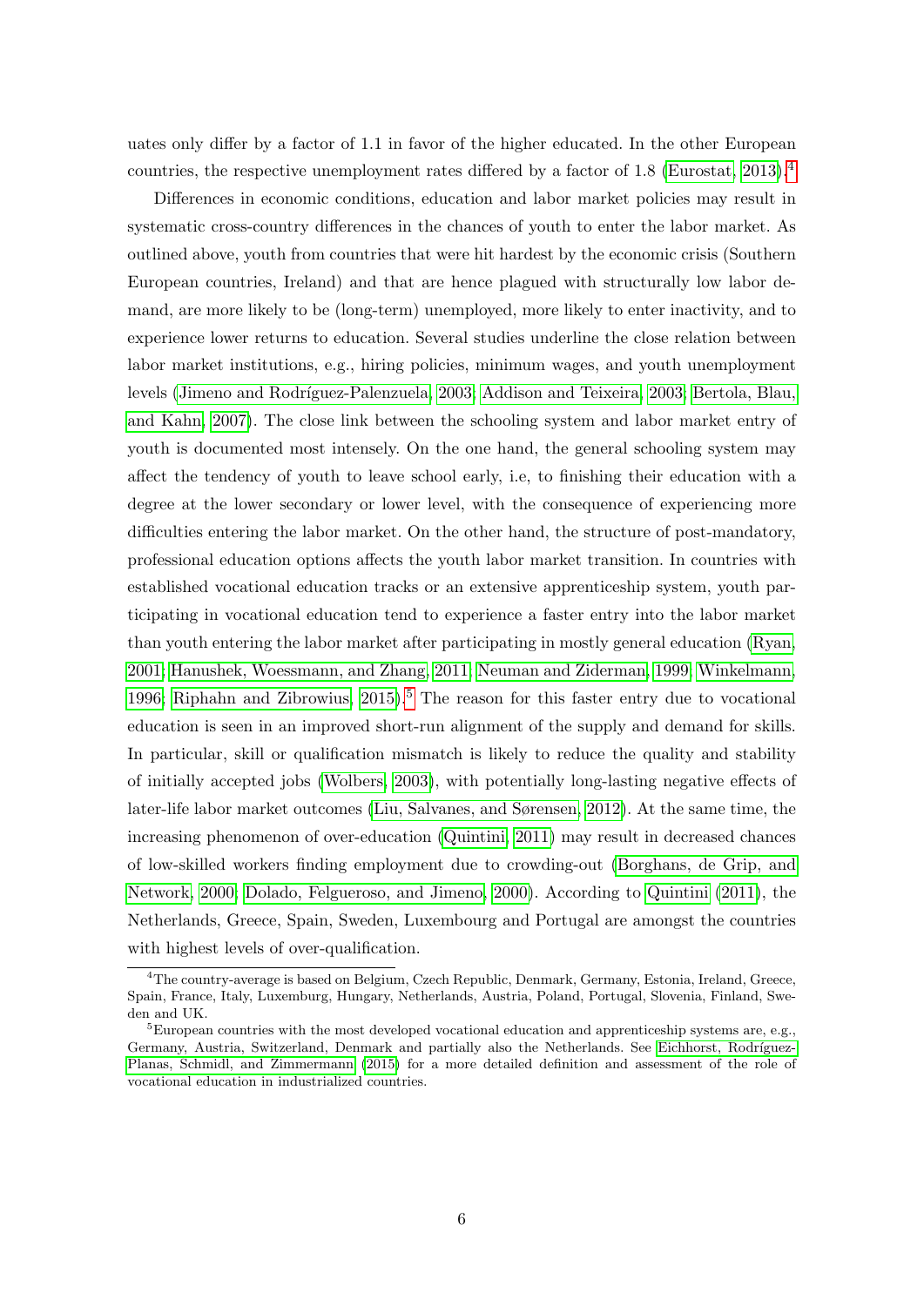uates only differ by a factor of 1.1 in favor of the higher educated. In the other European countries, the respective unemployment rates differed by a factor of 1.8 (Eurostat, 2013).[4]

Differences in economic conditions, education and labor market policies may result in systematic cross-country differences in the chances of youth to enter the labor market. As outlined above, youth from countries that were hit hardest by the economic crisis (Southern European countries, Ireland) and that are hence plagued with structurally low labor demand, are more likely to be (long-term) unemployed, more likely to enter inactivity, and to experience lower returns to education. Several studies underline the close relation between labor market institutions, e.g., hiring policies, minimum wages, and youth unemployment levels (Jimeno and Rodríguez-Palenzuela, 2003; Addison and Teixeira, 2003; Bertola, Blau, and Kahn, 2007). The close link between the schooling system and labor market entry of youth is documented most intensely. On the one hand, the general schooling system may affect the tendency of youth to leave school early, i.e, to finishing their education with a degree at the lower secondary or lower level, with the consequence of experiencing more difficulties entering the labor market. On the other hand, the structure of post-mandatory, professional education options affects the youth labor market transition. In countries with established vocational education tracks or an extensive apprenticeship system, youth participating in vocational education tend to experience a faster entry into the labor market than youth entering the labor market after participating in mostly general education (Ryan, 2001; Hanushek, Woessmann, and Zhang, 2011; Neuman and Ziderman, 1999; Winkelmann, 1996; Riphahn and Zibrowius, 2015).[5] The reason for this faster entry due to vocational education is seen in an improved short-run alignment of the supply and demand for skills. In particular, skill or qualification mismatch is likely to reduce the quality and stability of initially accepted jobs (Wolbers, 2003), with potentially long-lasting negative effects of later-life labor market outcomes (Liu, Salvanes, and Sørensen, 2012). At the same time, the increasing phenomenon of over-education (Quintini, 2011) may result in decreased chances of low-skilled workers finding employment due to crowding-out (Borghans, de Grip, and Network, 2000; Dolado, Felgueroso, and Jimeno, 2000). According to Quintini (2011), the Netherlands, Greece, Spain, Sweden, Luxembourg and Portugal are amongst the countries with highest levels of over-qualification.

[4]The country-average is based on Belgium, Czech Republic, Denmark, Germany, Estonia, Ireland, Greece, Spain, France, Italy, Luxemburg, Hungary, Netherlands, Austria, Poland, Portugal, Slovenia, Finland, Sweden and UK.

[5]European countries with the most developed vocational education and apprenticeship systems are, e.g., Germany, Austria, Switzerland, Denmark and partially also the Netherlands. See Eichhorst, Rodríguez-Planas, Schmidl, and Zimmermann (2015) for a more detailed definition and assessment of the role of vocational education in industrialized countries.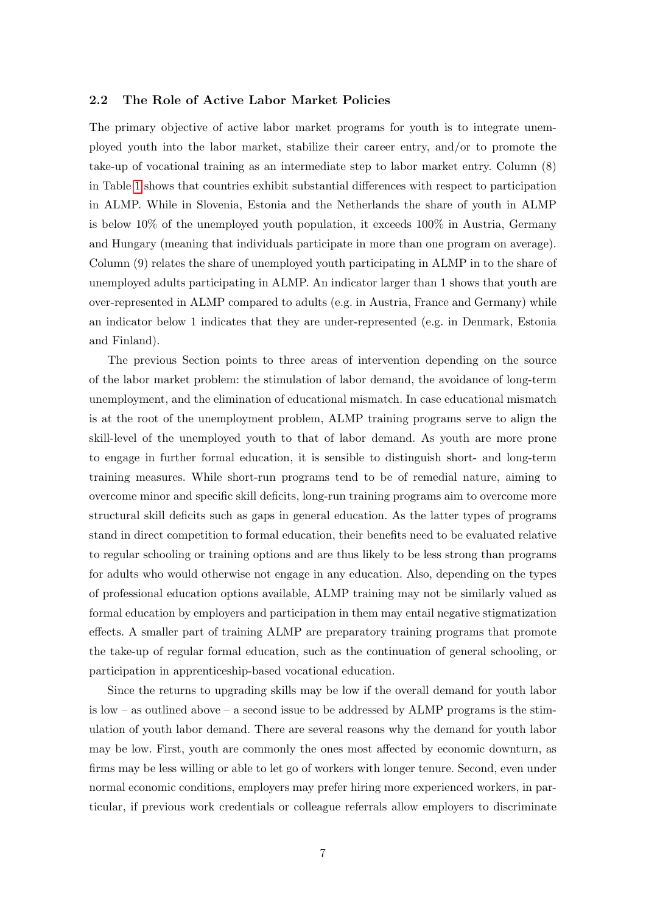### 2.2 The Role of Active Labor Market Policies

The primary objective of active labor market programs for youth is to integrate unemployed youth into the labor market, stabilize their career entry, and/or to promote the take-up of vocational training as an intermediate step to labor market entry. Column (8) in Table 1 shows that countries exhibit substantial differences with respect to participation in ALMP. While in Slovenia, Estonia and the Netherlands the share of youth in ALMP is below 10% of the unemployed youth population, it exceeds 100% in Austria, Germany and Hungary (meaning that individuals participate in more than one program on average). Column (9) relates the share of unemployed youth participating in ALMP in to the share of unemployed adults participating in ALMP. An indicator larger than 1 shows that youth are over-represented in ALMP compared to adults (e.g. in Austria, France and Germany) while an indicator below 1 indicates that they are under-represented (e.g. in Denmark, Estonia and Finland).

The previous Section points to three areas of intervention depending on the source of the labor market problem: the stimulation of labor demand, the avoidance of long-term unemployment, and the elimination of educational mismatch. In case educational mismatch is at the root of the unemployment problem, ALMP training programs serve to align the skill-level of the unemployed youth to that of labor demand. As youth are more prone to engage in further formal education, it is sensible to distinguish short- and long-term training measures. While short-run programs tend to be of remedial nature, aiming to overcome minor and specific skill deficits, long-run training programs aim to overcome more structural skill deficits such as gaps in general education. As the latter types of programs stand in direct competition to formal education, their benefits need to be evaluated relative to regular schooling or training options and are thus likely to be less strong than programs for adults who would otherwise not engage in any education. Also, depending on the types of professional education options available, ALMP training may not be similarly valued as formal education by employers and participation in them may entail negative stigmatization effects. A smaller part of training ALMP are preparatory training programs that promote the take-up of regular formal education, such as the continuation of general schooling, or participation in apprenticeship-based vocational education.

Since the returns to upgrading skills may be low if the overall demand for youth labor is low – as outlined above – a second issue to be addressed by ALMP programs is the stimulation of youth labor demand. There are several reasons why the demand for youth labor may be low. First, youth are commonly the ones most affected by economic downturn, as firms may be less willing or able to let go of workers with longer tenure. Second, even under normal economic conditions, employers may prefer hiring more experienced workers, in particular, if previous work credentials or colleague referrals allow employers to discriminate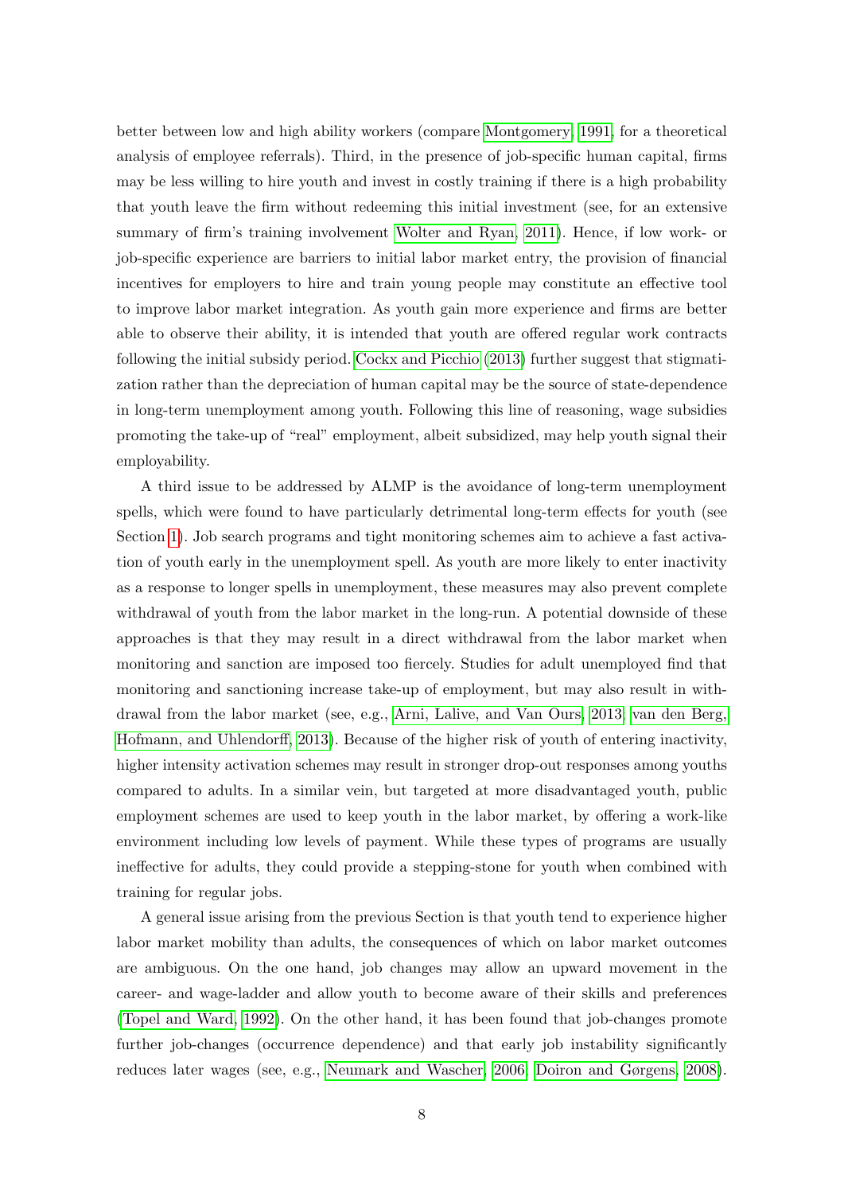better between low and high ability workers (compare Montgomery, 1991, for a theoretical analysis of employee referrals). Third, in the presence of job-specific human capital, firms may be less willing to hire youth and invest in costly training if there is a high probability that youth leave the firm without redeeming this initial investment (see, for an extensive summary of firm's training involvement Wolter and Ryan, 2011). Hence, if low work- or job-specific experience are barriers to initial labor market entry, the provision of financial incentives for employers to hire and train young people may constitute an effective tool to improve labor market integration. As youth gain more experience and firms are better able to observe their ability, it is intended that youth are offered regular work contracts following the initial subsidy period. Cockx and Picchio (2013) further suggest that stigmatization rather than the depreciation of human capital may be the source of state-dependence in long-term unemployment among youth. Following this line of reasoning, wage subsidies promoting the take-up of "real" employment, albeit subsidized, may help youth signal their employability.

A third issue to be addressed by ALMP is the avoidance of long-term unemployment spells, which were found to have particularly detrimental long-term effects for youth (see Section 1). Job search programs and tight monitoring schemes aim to achieve a fast activation of youth early in the unemployment spell. As youth are more likely to enter inactivity as a response to longer spells in unemployment, these measures may also prevent complete withdrawal of youth from the labor market in the long-run. A potential downside of these approaches is that they may result in a direct withdrawal from the labor market when monitoring and sanction are imposed too fiercely. Studies for adult unemployed find that monitoring and sanctioning increase take-up of employment, but may also result in withdrawal from the labor market (see, e.g., Arni, Lalive, and Van Ours, 2013; van den Berg, Hofmann, and Uhlendorff, 2013). Because of the higher risk of youth of entering inactivity, higher intensity activation schemes may result in stronger drop-out responses among youths compared to adults. In a similar vein, but targeted at more disadvantaged youth, public employment schemes are used to keep youth in the labor market, by offering a work-like environment including low levels of payment. While these types of programs are usually ineffective for adults, they could provide a stepping-stone for youth when combined with training for regular jobs.

A general issue arising from the previous Section is that youth tend to experience higher labor market mobility than adults, the consequences of which on labor market outcomes are ambiguous. On the one hand, job changes may allow an upward movement in the career- and wage-ladder and allow youth to become aware of their skills and preferences (Topel and Ward, 1992). On the other hand, it has been found that job-changes promote further job-changes (occurrence dependence) and that early job instability significantly reduces later wages (see, e.g., Neumark and Wascher, 2006; Doiron and Gørgens, 2008).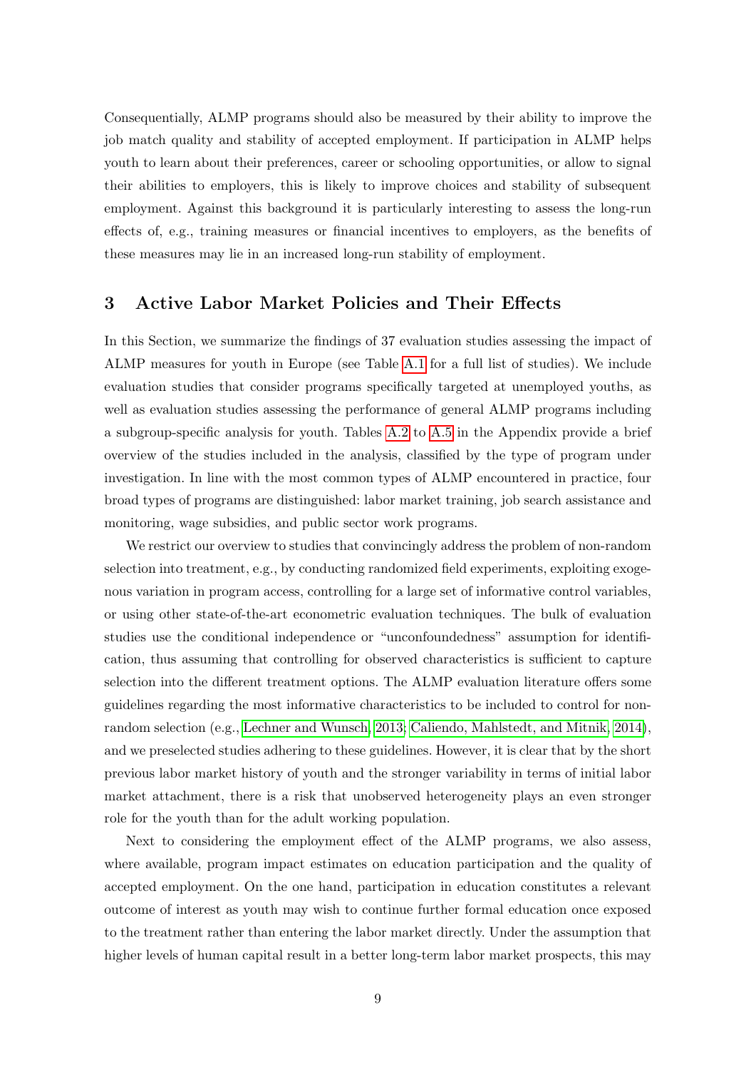Consequentially, ALMP programs should also be measured by their ability to improve the job match quality and stability of accepted employment. If participation in ALMP helps youth to learn about their preferences, career or schooling opportunities, or allow to signal their abilities to employers, this is likely to improve choices and stability of subsequent employment. Against this background it is particularly interesting to assess the long-run effects of, e.g., training measures or financial incentives to employers, as the benefits of these measures may lie in an increased long-run stability of employment.

## 3 Active Labor Market Policies and Their Effects

In this Section, we summarize the findings of 37 evaluation studies assessing the impact of ALMP measures for youth in Europe (see Table A.1 for a full list of studies). We include evaluation studies that consider programs specifically targeted at unemployed youths, as well as evaluation studies assessing the performance of general ALMP programs including a subgroup-specific analysis for youth. Tables A.2 to A.5 in the Appendix provide a brief overview of the studies included in the analysis, classified by the type of program under investigation. In line with the most common types of ALMP encountered in practice, four broad types of programs are distinguished: labor market training, job search assistance and monitoring, wage subsidies, and public sector work programs.

We restrict our overview to studies that convincingly address the problem of non-random selection into treatment, e.g., by conducting randomized field experiments, exploiting exogenous variation in program access, controlling for a large set of informative control variables, or using other state-of-the-art econometric evaluation techniques. The bulk of evaluation studies use the conditional independence or "unconfoundedness" assumption for identification, thus assuming that controlling for observed characteristics is sufficient to capture selection into the different treatment options. The ALMP evaluation literature offers some guidelines regarding the most informative characteristics to be included to control for non-random selection (e.g., Lechner and Wunsch, 2013; Caliendo, Mahlstedt, and Mitnik, 2014), and we preselected studies adhering to these guidelines. However, it is clear that by the short previous labor market history of youth and the stronger variability in terms of initial labor market attachment, there is a risk that unobserved heterogeneity plays an even stronger role for the youth than for the adult working population.

Next to considering the employment effect of the ALMP programs, we also assess, where available, program impact estimates on education participation and the quality of accepted employment. On the one hand, participation in education constitutes a relevant outcome of interest as youth may wish to continue further formal education once exposed to the treatment rather than entering the labor market directly. Under the assumption that higher levels of human capital result in a better long-term labor market prospects, this may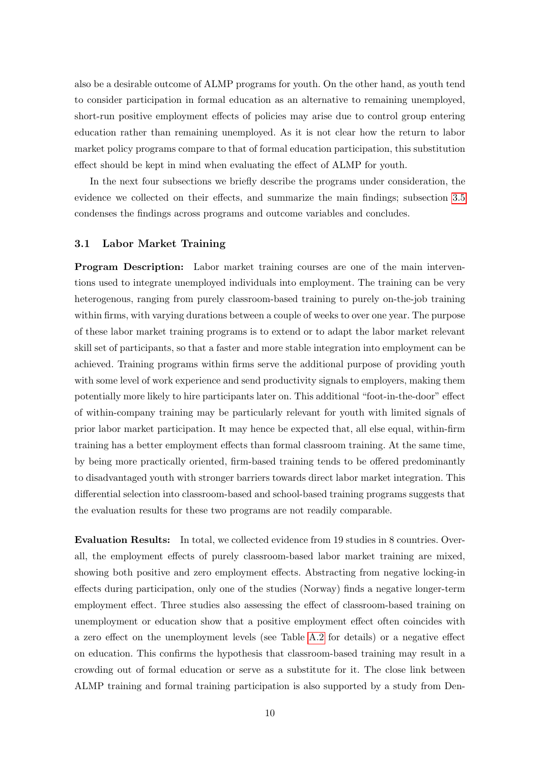also be a desirable outcome of ALMP programs for youth. On the other hand, as youth tend to consider participation in formal education as an alternative to remaining unemployed, short-run positive employment effects of policies may arise due to control group entering education rather than remaining unemployed. As it is not clear how the return to labor market policy programs compare to that of formal education participation, this substitution effect should be kept in mind when evaluating the effect of ALMP for youth.

In the next four subsections we briefly describe the programs under consideration, the evidence we collected on their effects, and summarize the main findings; subsection 3.5 condenses the findings across programs and outcome variables and concludes.

### 3.1 Labor Market Training

**Program Description:** Labor market training courses are one of the main interventions used to integrate unemployed individuals into employment. The training can be very heterogenous, ranging from purely classroom-based training to purely on-the-job training within firms, with varying durations between a couple of weeks to over one year. The purpose of these labor market training programs is to extend or to adapt the labor market relevant skill set of participants, so that a faster and more stable integration into employment can be achieved. Training programs within firms serve the additional purpose of providing youth with some level of work experience and send productivity signals to employers, making them potentially more likely to hire participants later on. This additional "foot-in-the-door" effect of within-company training may be particularly relevant for youth with limited signals of prior labor market participation. It may hence be expected that, all else equal, within-firm training has a better employment effects than formal classroom training. At the same time, by being more practically oriented, firm-based training tends to be offered predominantly to disadvantaged youth with stronger barriers towards direct labor market integration. This differential selection into classroom-based and school-based training programs suggests that the evaluation results for these two programs are not readily comparable.

**Evaluation Results:** In total, we collected evidence from 19 studies in 8 countries. Overall, the employment effects of purely classroom-based labor market training are mixed, showing both positive and zero employment effects. Abstracting from negative locking-in effects during participation, only one of the studies (Norway) finds a negative longer-term employment effect. Three studies also assessing the effect of classroom-based training on unemployment or education show that a positive employment effect often coincides with a zero effect on the unemployment levels (see Table A.2 for details) or a negative effect on education. This confirms the hypothesis that classroom-based training may result in a crowding out of formal education or serve as a substitute for it. The close link between ALMP training and formal training participation is also supported by a study from Den-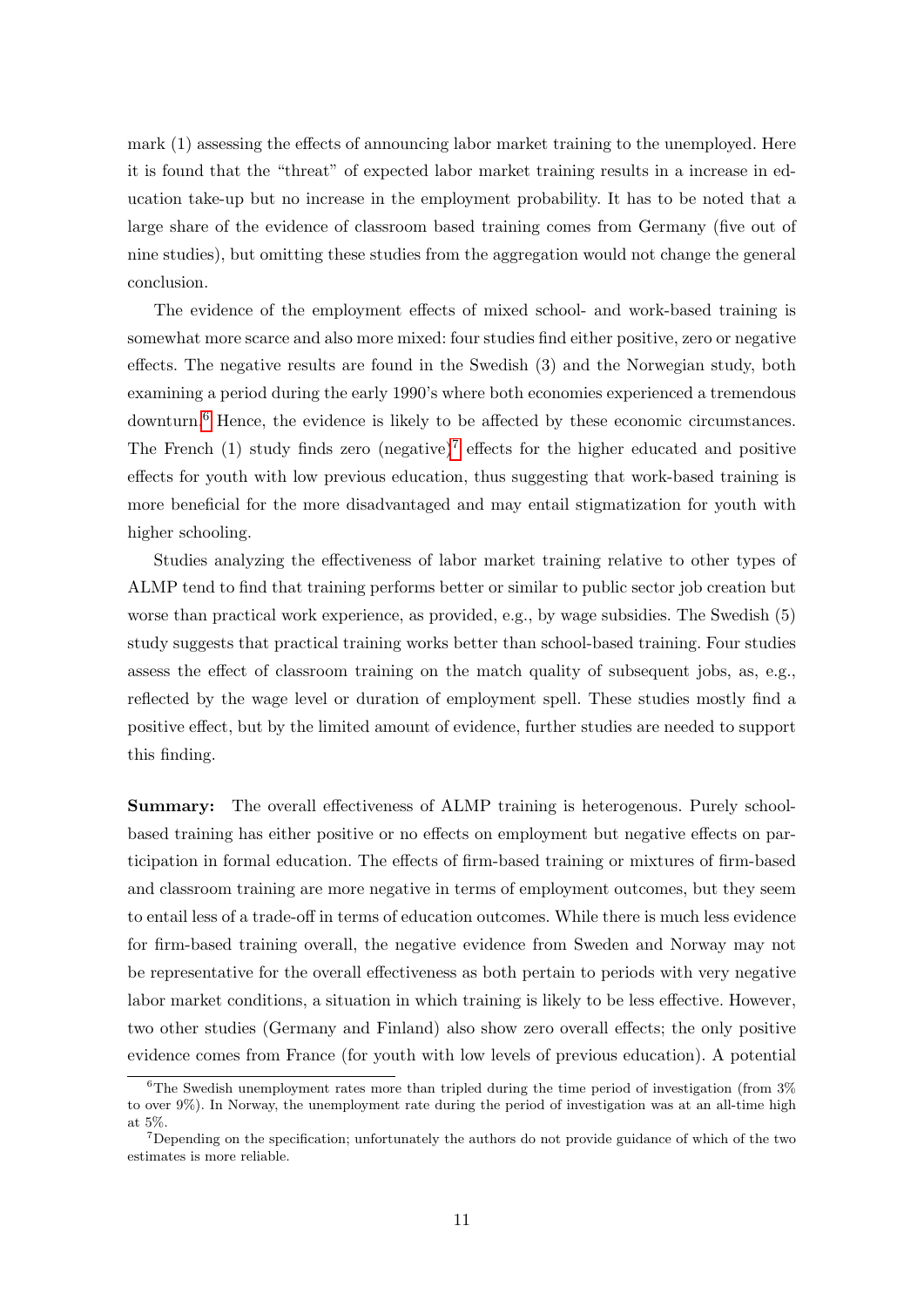mark (1) assessing the effects of announcing labor market training to the unemployed. Here it is found that the "threat" of expected labor market training results in a increase in education take-up but no increase in the employment probability. It has to be noted that a large share of the evidence of classroom based training comes from Germany (five out of nine studies), but omitting these studies from the aggregation would not change the general conclusion.

The evidence of the employment effects of mixed school- and work-based training is somewhat more scarce and also more mixed: four studies find either positive, zero or negative effects. The negative results are found in the Swedish (3) and the Norwegian study, both examining a period during the early 1990's where both economies experienced a tremendous downturn.[6] Hence, the evidence is likely to be affected by these economic circumstances. The French (1) study finds zero (negative)[7] effects for the higher educated and positive effects for youth with low previous education, thus suggesting that work-based training is more beneficial for the more disadvantaged and may entail stigmatization for youth with higher schooling.

Studies analyzing the effectiveness of labor market training relative to other types of ALMP tend to find that training performs better or similar to public sector job creation but worse than practical work experience, as provided, e.g., by wage subsidies. The Swedish (5) study suggests that practical training works better than school-based training. Four studies assess the effect of classroom training on the match quality of subsequent jobs, as, e.g., reflected by the wage level or duration of employment spell. These studies mostly find a positive effect, but by the limited amount of evidence, further studies are needed to support this finding.

**Summary:** The overall effectiveness of ALMP training is heterogenous. Purely school-based training has either positive or no effects on employment but negative effects on participation in formal education. The effects of firm-based training or mixtures of firm-based and classroom training are more negative in terms of employment outcomes, but they seem to entail less of a trade-off in terms of education outcomes. While there is much less evidence for firm-based training overall, the negative evidence from Sweden and Norway may not be representative for the overall effectiveness as both pertain to periods with very negative labor market conditions, a situation in which training is likely to be less effective. However, two other studies (Germany and Finland) also show zero overall effects; the only positive evidence comes from France (for youth with low levels of previous education). A potential

[6] The Swedish unemployment rates more than tripled during the time period of investigation (from 3% to over 9%). In Norway, the unemployment rate during the period of investigation was at an all-time high at 5%.

[7] Depending on the specification; unfortunately the authors do not provide guidance of which of the two estimates is more reliable.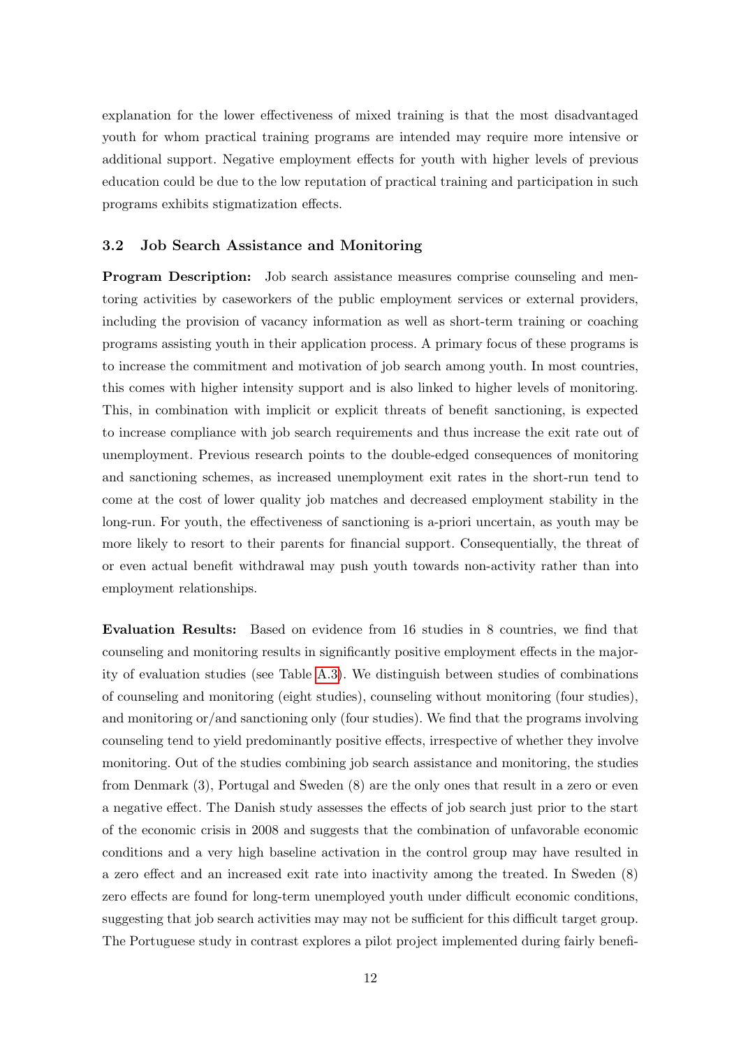explanation for the lower effectiveness of mixed training is that the most disadvantaged youth for whom practical training programs are intended may require more intensive or additional support. Negative employment effects for youth with higher levels of previous education could be due to the low reputation of practical training and participation in such programs exhibits stigmatization effects.

### 3.2 Job Search Assistance and Monitoring

**Program Description:** Job search assistance measures comprise counseling and mentoring activities by caseworkers of the public employment services or external providers, including the provision of vacancy information as well as short-term training or coaching programs assisting youth in their application process. A primary focus of these programs is to increase the commitment and motivation of job search among youth. In most countries, this comes with higher intensity support and is also linked to higher levels of monitoring. This, in combination with implicit or explicit threats of benefit sanctioning, is expected to increase compliance with job search requirements and thus increase the exit rate out of unemployment. Previous research points to the double-edged consequences of monitoring and sanctioning schemes, as increased unemployment exit rates in the short-run tend to come at the cost of lower quality job matches and decreased employment stability in the long-run. For youth, the effectiveness of sanctioning is a-priori uncertain, as youth may be more likely to resort to their parents for financial support. Consequentially, the threat of or even actual benefit withdrawal may push youth towards non-activity rather than into employment relationships.

**Evaluation Results:** Based on evidence from 16 studies in 8 countries, we find that counseling and monitoring results in significantly positive employment effects in the majority of evaluation studies (see Table A.3). We distinguish between studies of combinations of counseling and monitoring (eight studies), counseling without monitoring (four studies), and monitoring or/and sanctioning only (four studies). We find that the programs involving counseling tend to yield predominantly positive effects, irrespective of whether they involve monitoring. Out of the studies combining job search assistance and monitoring, the studies from Denmark (3), Portugal and Sweden (8) are the only ones that result in a zero or even a negative effect. The Danish study assesses the effects of job search just prior to the start of the economic crisis in 2008 and suggests that the combination of unfavorable economic conditions and a very high baseline activation in the control group may have resulted in a zero effect and an increased exit rate into inactivity among the treated. In Sweden (8) zero effects are found for long-term unemployed youth under difficult economic conditions, suggesting that job search activities may may not be sufficient for this difficult target group. The Portuguese study in contrast explores a pilot project implemented during fairly benefi-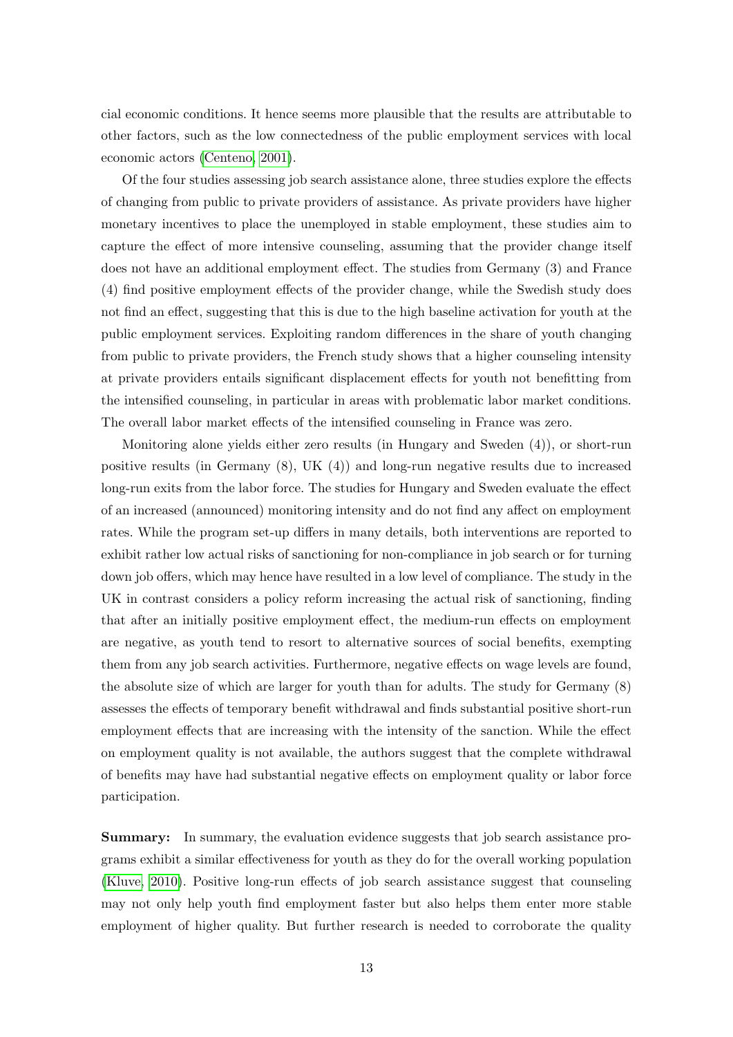cial economic conditions. It hence seems more plausible that the results are attributable to other factors, such as the low connectedness of the public employment services with local economic actors (Centeno, 2001).

Of the four studies assessing job search assistance alone, three studies explore the effects of changing from public to private providers of assistance. As private providers have higher monetary incentives to place the unemployed in stable employment, these studies aim to capture the effect of more intensive counseling, assuming that the provider change itself does not have an additional employment effect. The studies from Germany (3) and France (4) find positive employment effects of the provider change, while the Swedish study does not find an effect, suggesting that this is due to the high baseline activation for youth at the public employment services. Exploiting random differences in the share of youth changing from public to private providers, the French study shows that a higher counseling intensity at private providers entails significant displacement effects for youth not benefitting from the intensified counseling, in particular in areas with problematic labor market conditions. The overall labor market effects of the intensified counseling in France was zero.

Monitoring alone yields either zero results (in Hungary and Sweden (4)), or short-run positive results (in Germany (8), UK (4)) and long-run negative results due to increased long-run exits from the labor force. The studies for Hungary and Sweden evaluate the effect of an increased (announced) monitoring intensity and do not find any affect on employment rates. While the program set-up differs in many details, both interventions are reported to exhibit rather low actual risks of sanctioning for non-compliance in job search or for turning down job offers, which may hence have resulted in a low level of compliance. The study in the UK in contrast considers a policy reform increasing the actual risk of sanctioning, finding that after an initially positive employment effect, the medium-run effects on employment are negative, as youth tend to resort to alternative sources of social benefits, exempting them from any job search activities. Furthermore, negative effects on wage levels are found, the absolute size of which are larger for youth than for adults. The study for Germany (8) assesses the effects of temporary benefit withdrawal and finds substantial positive short-run employment effects that are increasing with the intensity of the sanction. While the effect on employment quality is not available, the authors suggest that the complete withdrawal of benefits may have had substantial negative effects on employment quality or labor force participation.

**Summary:** In summary, the evaluation evidence suggests that job search assistance programs exhibit a similar effectiveness for youth as they do for the overall working population (Kluve, 2010). Positive long-run effects of job search assistance suggest that counseling may not only help youth find employment faster but also helps them enter more stable employment of higher quality. But further research is needed to corroborate the quality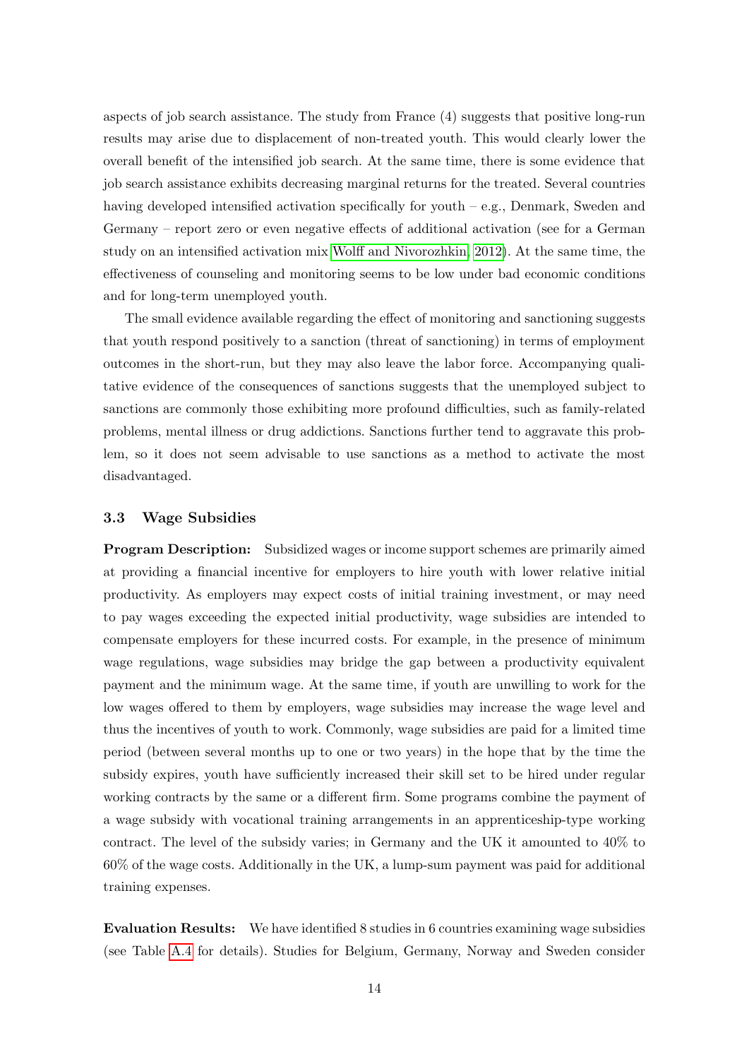aspects of job search assistance. The study from France (4) suggests that positive long-run results may arise due to displacement of non-treated youth. This would clearly lower the overall benefit of the intensified job search. At the same time, there is some evidence that job search assistance exhibits decreasing marginal returns for the treated. Several countries having developed intensified activation specifically for youth – e.g., Denmark, Sweden and Germany – report zero or even negative effects of additional activation (see for a German study on an intensified activation mix Wolff and Nivorozhkin, 2012). At the same time, the effectiveness of counseling and monitoring seems to be low under bad economic conditions and for long-term unemployed youth.

The small evidence available regarding the effect of monitoring and sanctioning suggests that youth respond positively to a sanction (threat of sanctioning) in terms of employment outcomes in the short-run, but they may also leave the labor force. Accompanying qualitative evidence of the consequences of sanctions suggests that the unemployed subject to sanctions are commonly those exhibiting more profound difficulties, such as family-related problems, mental illness or drug addictions. Sanctions further tend to aggravate this problem, so it does not seem advisable to use sanctions as a method to activate the most disadvantaged.

### 3.3 Wage Subsidies

**Program Description:** Subsidized wages or income support schemes are primarily aimed at providing a financial incentive for employers to hire youth with lower relative initial productivity. As employers may expect costs of initial training investment, or may need to pay wages exceeding the expected initial productivity, wage subsidies are intended to compensate employers for these incurred costs. For example, in the presence of minimum wage regulations, wage subsidies may bridge the gap between a productivity equivalent payment and the minimum wage. At the same time, if youth are unwilling to work for the low wages offered to them by employers, wage subsidies may increase the wage level and thus the incentives of youth to work. Commonly, wage subsidies are paid for a limited time period (between several months up to one or two years) in the hope that by the time the subsidy expires, youth have sufficiently increased their skill set to be hired under regular working contracts by the same or a different firm. Some programs combine the payment of a wage subsidy with vocational training arrangements in an apprenticeship-type working contract. The level of the subsidy varies; in Germany and the UK it amounted to 40% to 60% of the wage costs. Additionally in the UK, a lump-sum payment was paid for additional training expenses.

**Evaluation Results:** We have identified 8 studies in 6 countries examining wage subsidies (see Table A.4 for details). Studies for Belgium, Germany, Norway and Sweden consider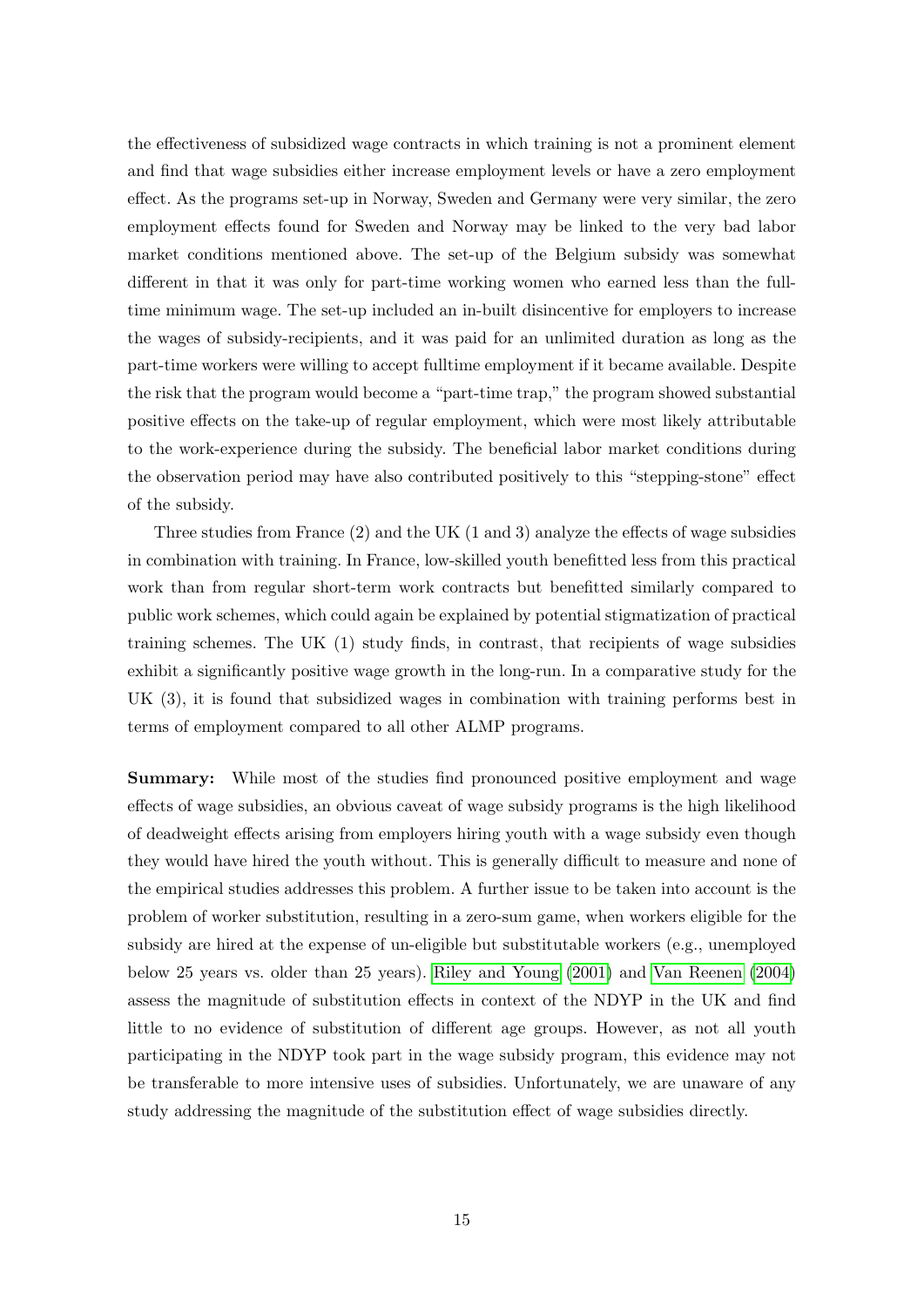the effectiveness of subsidized wage contracts in which training is not a prominent element and find that wage subsidies either increase employment levels or have a zero employment effect. As the programs set-up in Norway, Sweden and Germany were very similar, the zero employment effects found for Sweden and Norway may be linked to the very bad labor market conditions mentioned above. The set-up of the Belgium subsidy was somewhat different in that it was only for part-time working women who earned less than the full-time minimum wage. The set-up included an in-built disincentive for employers to increase the wages of subsidy-recipients, and it was paid for an unlimited duration as long as the part-time workers were willing to accept fulltime employment if it became available. Despite the risk that the program would become a "part-time trap," the program showed substantial positive effects on the take-up of regular employment, which were most likely attributable to the work-experience during the subsidy. The beneficial labor market conditions during the observation period may have also contributed positively to this "stepping-stone" effect of the subsidy.

Three studies from France (2) and the UK (1 and 3) analyze the effects of wage subsidies in combination with training. In France, low-skilled youth benefitted less from this practical work than from regular short-term work contracts but benefitted similarly compared to public work schemes, which could again be explained by potential stigmatization of practical training schemes. The UK (1) study finds, in contrast, that recipients of wage subsidies exhibit a significantly positive wage growth in the long-run. In a comparative study for the UK (3), it is found that subsidized wages in combination with training performs best in terms of employment compared to all other ALMP programs.

**Summary:** While most of the studies find pronounced positive employment and wage effects of wage subsidies, an obvious caveat of wage subsidy programs is the high likelihood of deadweight effects arising from employers hiring youth with a wage subsidy even though they would have hired the youth without. This is generally difficult to measure and none of the empirical studies addresses this problem. A further issue to be taken into account is the problem of worker substitution, resulting in a zero-sum game, when workers eligible for the subsidy are hired at the expense of un-eligible but substitutable workers (e.g., unemployed below 25 years vs. older than 25 years). Riley and Young (2001) and Van Reenen (2004) assess the magnitude of substitution effects in context of the NDYP in the UK and find little to no evidence of substitution of different age groups. However, as not all youth participating in the NDYP took part in the wage subsidy program, this evidence may not be transferable to more intensive uses of subsidies. Unfortunately, we are unaware of any study addressing the magnitude of the substitution effect of wage subsidies directly.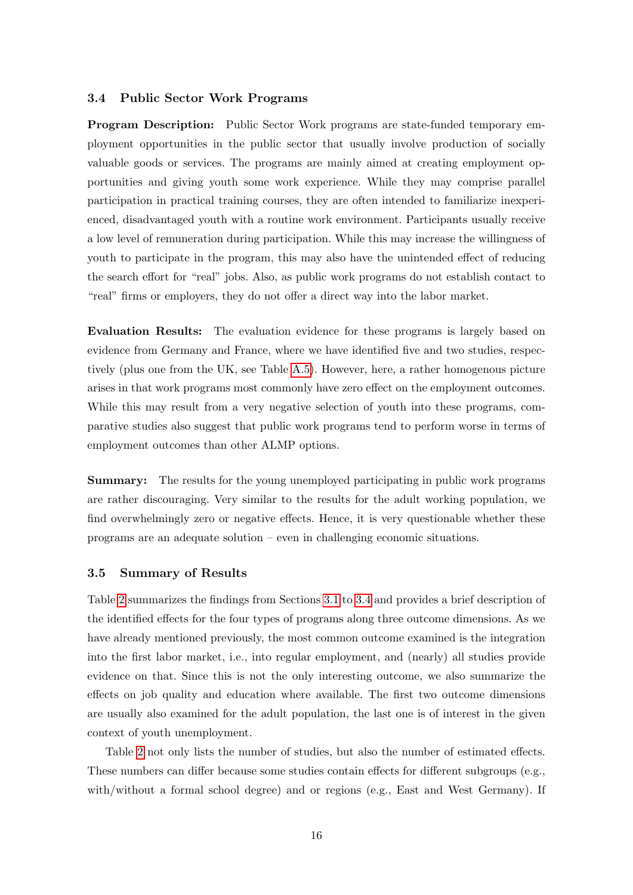### 3.4 Public Sector Work Programs

**Program Description:** Public Sector Work programs are state-funded temporary employment opportunities in the public sector that usually involve production of socially valuable goods or services. The programs are mainly aimed at creating employment opportunities and giving youth some work experience. While they may comprise parallel participation in practical training courses, they are often intended to familiarize inexperienced, disadvantaged youth with a routine work environment. Participants usually receive a low level of remuneration during participation. While this may increase the willingness of youth to participate in the program, this may also have the unintended effect of reducing the search effort for "real" jobs. Also, as public work programs do not establish contact to "real" firms or employers, they do not offer a direct way into the labor market.

**Evaluation Results:** The evaluation evidence for these programs is largely based on evidence from Germany and France, where we have identified five and two studies, respectively (plus one from the UK, see Table A.5). However, here, a rather homogenous picture arises in that work programs most commonly have zero effect on the employment outcomes. While this may result from a very negative selection of youth into these programs, comparative studies also suggest that public work programs tend to perform worse in terms of employment outcomes than other ALMP options.

**Summary:** The results for the young unemployed participating in public work programs are rather discouraging. Very similar to the results for the adult working population, we find overwhelmingly zero or negative effects. Hence, it is very questionable whether these programs are an adequate solution – even in challenging economic situations.

### 3.5 Summary of Results

Table 2 summarizes the findings from Sections 3.1 to 3.4 and provides a brief description of the identified effects for the four types of programs along three outcome dimensions. As we have already mentioned previously, the most common outcome examined is the integration into the first labor market, i.e., into regular employment, and (nearly) all studies provide evidence on that. Since this is not the only interesting outcome, we also summarize the effects on job quality and education where available. The first two outcome dimensions are usually also examined for the adult population, the last one is of interest in the given context of youth unemployment.

Table 2 not only lists the number of studies, but also the number of estimated effects. These numbers can differ because some studies contain effects for different subgroups (e.g., with/without a formal school degree) and or regions (e.g., East and West Germany). If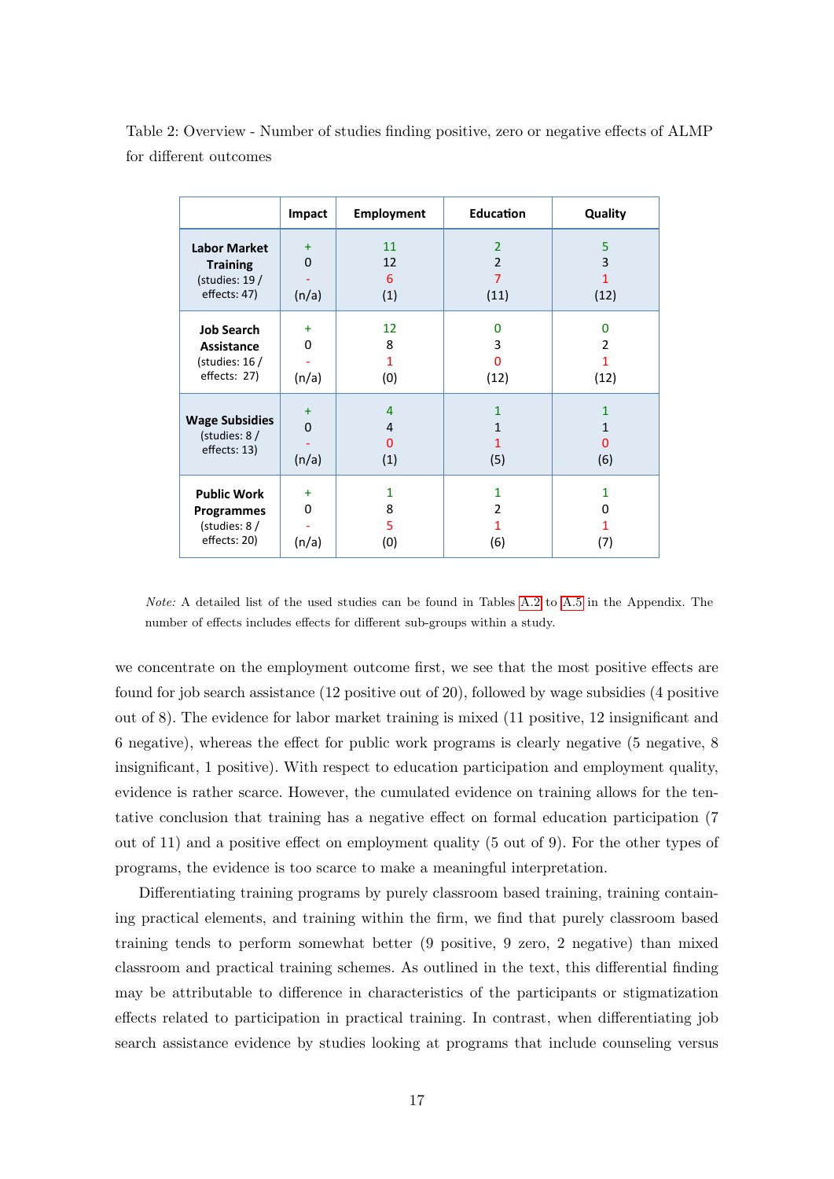Table 2: Overview - Number of studies finding positive, zero or negative effects of ALMP for different outcomes

| | Impact | Employment | Education | Quality |
|---|---|---|---|---|
| **Labor Market Training** (studies: 19 / effects: 47) | + | 11 | 2 | 5 |
| | 0 | 12 | 2 | 3 |
| | - | 6 | 7 | 1 |
| | (n/a) | (1) | (11) | (12) |
| **Job Search Assistance** (studies: 16 / effects: 27) | + | 12 | 0 | 0 |
| | 0 | 8 | 3 | 2 |
| | - | 1 | 0 | 1 |
| | (n/a) | (0) | (12) | (12) |
| **Wage Subsidies** (studies: 8 / effects: 13) | + | 4 | 1 | 1 |
| | 0 | 4 | 1 | 1 |
| | - | 0 | 1 | 0 |
| | (n/a) | (1) | (5) | (6) |
| **Public Work Programmes** (studies: 8 / effects: 20) | + | 1 | 1 | 1 |
| | 0 | 8 | 2 | 0 |
| | - | 5 | 1 | 1 |
| | (n/a) | (0) | (6) | (7) |

*Note:* A detailed list of the used studies can be found in Tables A.2 to A.5 in the Appendix. The number of effects includes effects for different sub-groups within a study.

we concentrate on the employment outcome first, we see that the most positive effects are found for job search assistance (12 positive out of 20), followed by wage subsidies (4 positive out of 8). The evidence for labor market training is mixed (11 positive, 12 insignificant and 6 negative), whereas the effect for public work programs is clearly negative (5 negative, 8 insignificant, 1 positive). With respect to education participation and employment quality, evidence is rather scarce. However, the cumulated evidence on training allows for the tentative conclusion that training has a negative effect on formal education participation (7 out of 11) and a positive effect on employment quality (5 out of 9). For the other types of programs, the evidence is too scarce to make a meaningful interpretation.

Differentiating training programs by purely classroom based training, training containing practical elements, and training within the firm, we find that purely classroom based training tends to perform somewhat better (9 positive, 9 zero, 2 negative) than mixed classroom and practical training schemes. As outlined in the text, this differential finding may be attributable to difference in characteristics of the participants or stigmatization effects related to participation in practical training. In contrast, when differentiating job search assistance evidence by studies looking at programs that include counseling versus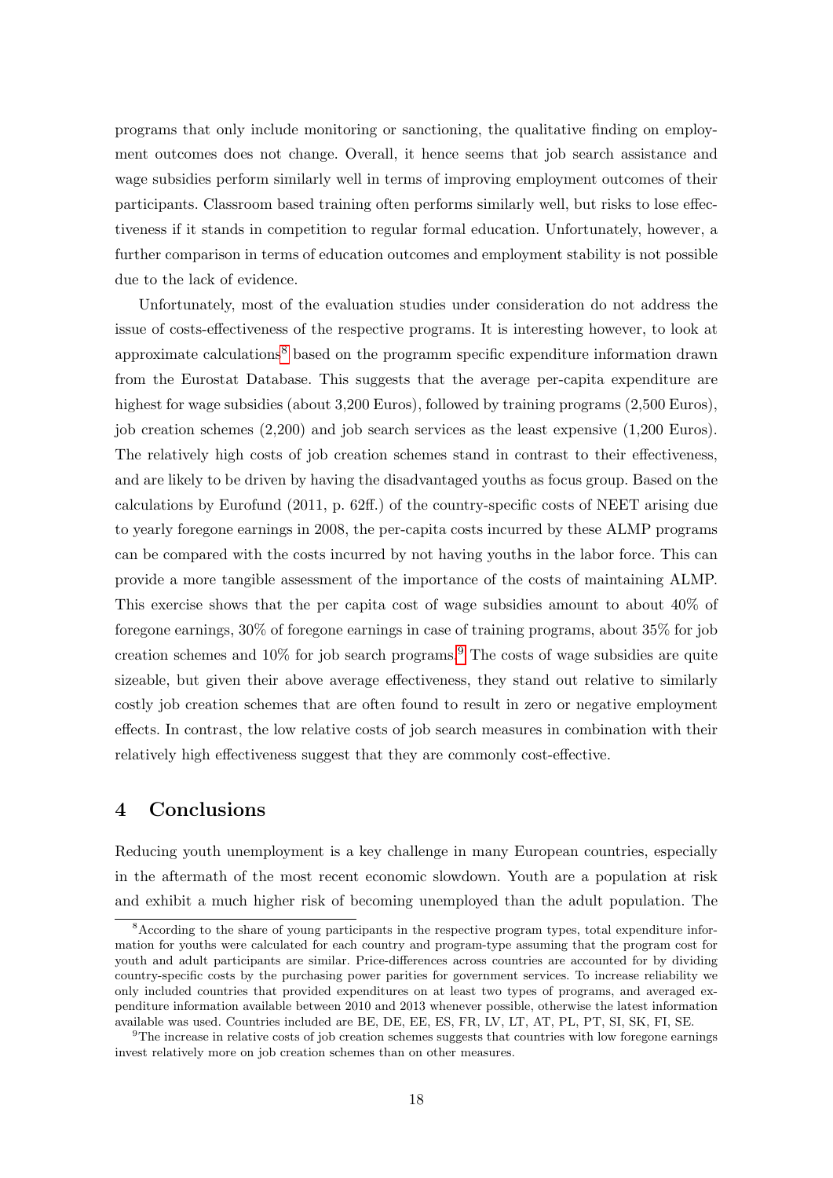programs that only include monitoring or sanctioning, the qualitative finding on employment outcomes does not change. Overall, it hence seems that job search assistance and wage subsidies perform similarly well in terms of improving employment outcomes of their participants. Classroom based training often performs similarly well, but risks to lose effectiveness if it stands in competition to regular formal education. Unfortunately, however, a further comparison in terms of education outcomes and employment stability is not possible due to the lack of evidence.

Unfortunately, most of the evaluation studies under consideration do not address the issue of costs-effectiveness of the respective programs. It is interesting however, to look at approximate calculations[8] based on the programm specific expenditure information drawn from the Eurostat Database. This suggests that the average per-capita expenditure are highest for wage subsidies (about 3,200 Euros), followed by training programs (2,500 Euros), job creation schemes (2,200) and job search services as the least expensive (1,200 Euros). The relatively high costs of job creation schemes stand in contrast to their effectiveness, and are likely to be driven by having the disadvantaged youths as focus group. Based on the calculations by Eurofund (2011, p. 62ff.) of the country-specific costs of NEET arising due to yearly foregone earnings in 2008, the per-capita costs incurred by these ALMP programs can be compared with the costs incurred by not having youths in the labor force. This can provide a more tangible assessment of the importance of the costs of maintaining ALMP. This exercise shows that the per capita cost of wage subsidies amount to about 40% of foregone earnings, 30% of foregone earnings in case of training programs, about 35% for job creation schemes and 10% for job search programs.[9] The costs of wage subsidies are quite sizeable, but given their above average effectiveness, they stand out relative to similarly costly job creation schemes that are often found to result in zero or negative employment effects. In contrast, the low relative costs of job search measures in combination with their relatively high effectiveness suggest that they are commonly cost-effective.

## 4 Conclusions

Reducing youth unemployment is a key challenge in many European countries, especially in the aftermath of the most recent economic slowdown. Youth are a population at risk and exhibit a much higher risk of becoming unemployed than the adult population. The

[8] According to the share of young participants in the respective program types, total expenditure information for youths were calculated for each country and program-type assuming that the program cost for youth and adult participants are similar. Price-differences across countries are accounted for by dividing country-specific costs by the purchasing power parities for government services. To increase reliability we only included countries that provided expenditures on at least two types of programs, and averaged expenditure information available between 2010 and 2013 whenever possible, otherwise the latest information available was used. Countries included are BE, DE, EE, ES, FR, LV, LT, AT, PL, PT, SI, SK, FI, SE.

[9] The increase in relative costs of job creation schemes suggests that countries with low foregone earnings invest relatively more on job creation schemes than on other measures.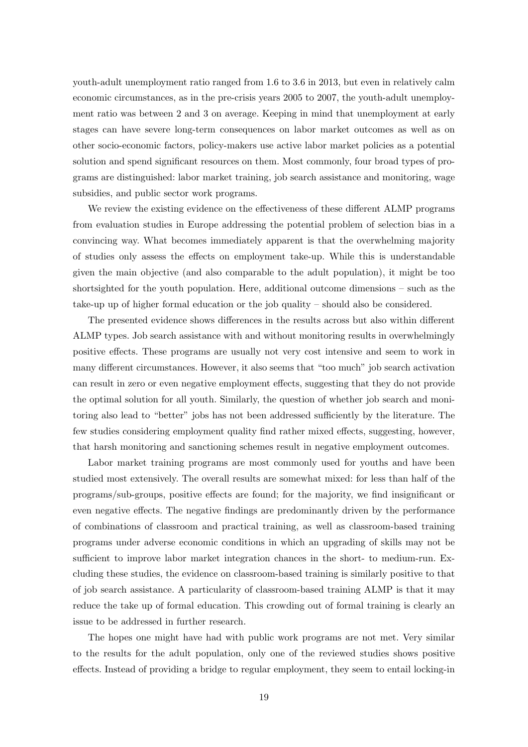youth-adult unemployment ratio ranged from 1.6 to 3.6 in 2013, but even in relatively calm economic circumstances, as in the pre-crisis years 2005 to 2007, the youth-adult unemployment ratio was between 2 and 3 on average. Keeping in mind that unemployment at early stages can have severe long-term consequences on labor market outcomes as well as on other socio-economic factors, policy-makers use active labor market policies as a potential solution and spend significant resources on them. Most commonly, four broad types of programs are distinguished: labor market training, job search assistance and monitoring, wage subsidies, and public sector work programs.

We review the existing evidence on the effectiveness of these different ALMP programs from evaluation studies in Europe addressing the potential problem of selection bias in a convincing way. What becomes immediately apparent is that the overwhelming majority of studies only assess the effects on employment take-up. While this is understandable given the main objective (and also comparable to the adult population), it might be too shortsighted for the youth population. Here, additional outcome dimensions – such as the take-up up of higher formal education or the job quality – should also be considered.

The presented evidence shows differences in the results across but also within different ALMP types. Job search assistance with and without monitoring results in overwhelmingly positive effects. These programs are usually not very cost intensive and seem to work in many different circumstances. However, it also seems that "too much" job search activation can result in zero or even negative employment effects, suggesting that they do not provide the optimal solution for all youth. Similarly, the question of whether job search and monitoring also lead to "better" jobs has not been addressed sufficiently by the literature. The few studies considering employment quality find rather mixed effects, suggesting, however, that harsh monitoring and sanctioning schemes result in negative employment outcomes.

Labor market training programs are most commonly used for youths and have been studied most extensively. The overall results are somewhat mixed: for less than half of the programs/sub-groups, positive effects are found; for the majority, we find insignificant or even negative effects. The negative findings are predominantly driven by the performance of combinations of classroom and practical training, as well as classroom-based training programs under adverse economic conditions in which an upgrading of skills may not be sufficient to improve labor market integration chances in the short- to medium-run. Excluding these studies, the evidence on classroom-based training is similarly positive to that of job search assistance. A particularity of classroom-based training ALMP is that it may reduce the take up of formal education. This crowding out of formal training is clearly an issue to be addressed in further research.

The hopes one might have had with public work programs are not met. Very similar to the results for the adult population, only one of the reviewed studies shows positive effects. Instead of providing a bridge to regular employment, they seem to entail locking-in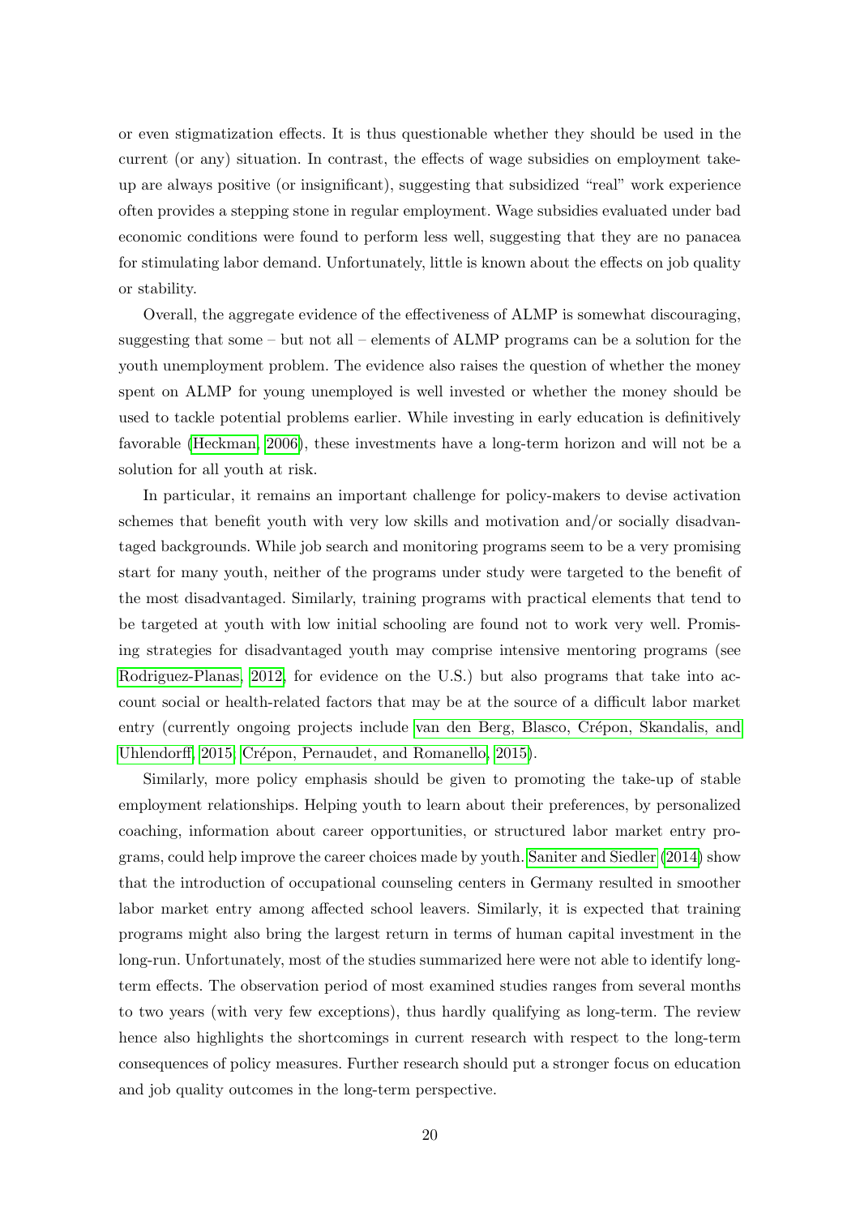or even stigmatization effects. It is thus questionable whether they should be used in the current (or any) situation. In contrast, the effects of wage subsidies on employment take-up are always positive (or insignificant), suggesting that subsidized "real" work experience often provides a stepping stone in regular employment. Wage subsidies evaluated under bad economic conditions were found to perform less well, suggesting that they are no panacea for stimulating labor demand. Unfortunately, little is known about the effects on job quality or stability.

Overall, the aggregate evidence of the effectiveness of ALMP is somewhat discouraging, suggesting that some – but not all – elements of ALMP programs can be a solution for the youth unemployment problem. The evidence also raises the question of whether the money spent on ALMP for young unemployed is well invested or whether the money should be used to tackle potential problems earlier. While investing in early education is definitively favorable (Heckman, 2006), these investments have a long-term horizon and will not be a solution for all youth at risk.

In particular, it remains an important challenge for policy-makers to devise activation schemes that benefit youth with very low skills and motivation and/or socially disadvantaged backgrounds. While job search and monitoring programs seem to be a very promising start for many youth, neither of the programs under study were targeted to the benefit of the most disadvantaged. Similarly, training programs with practical elements that tend to be targeted at youth with low initial schooling are found not to work very well. Promising strategies for disadvantaged youth may comprise intensive mentoring programs (see Rodriguez-Planas, 2012, for evidence on the U.S.) but also programs that take into account social or health-related factors that may be at the source of a difficult labor market entry (currently ongoing projects include van den Berg, Blasco, Crépon, Skandalis, and Uhlendorff, 2015; Crépon, Pernaudet, and Romanello, 2015).

Similarly, more policy emphasis should be given to promoting the take-up of stable employment relationships. Helping youth to learn about their preferences, by personalized coaching, information about career opportunities, or structured labor market entry programs, could help improve the career choices made by youth. Saniter and Siedler (2014) show that the introduction of occupational counseling centers in Germany resulted in smoother labor market entry among affected school leavers. Similarly, it is expected that training programs might also bring the largest return in terms of human capital investment in the long-run. Unfortunately, most of the studies summarized here were not able to identify long-term effects. The observation period of most examined studies ranges from several months to two years (with very few exceptions), thus hardly qualifying as long-term. The review hence also highlights the shortcomings in current research with respect to the long-term consequences of policy measures. Further research should put a stronger focus on education and job quality outcomes in the long-term perspective.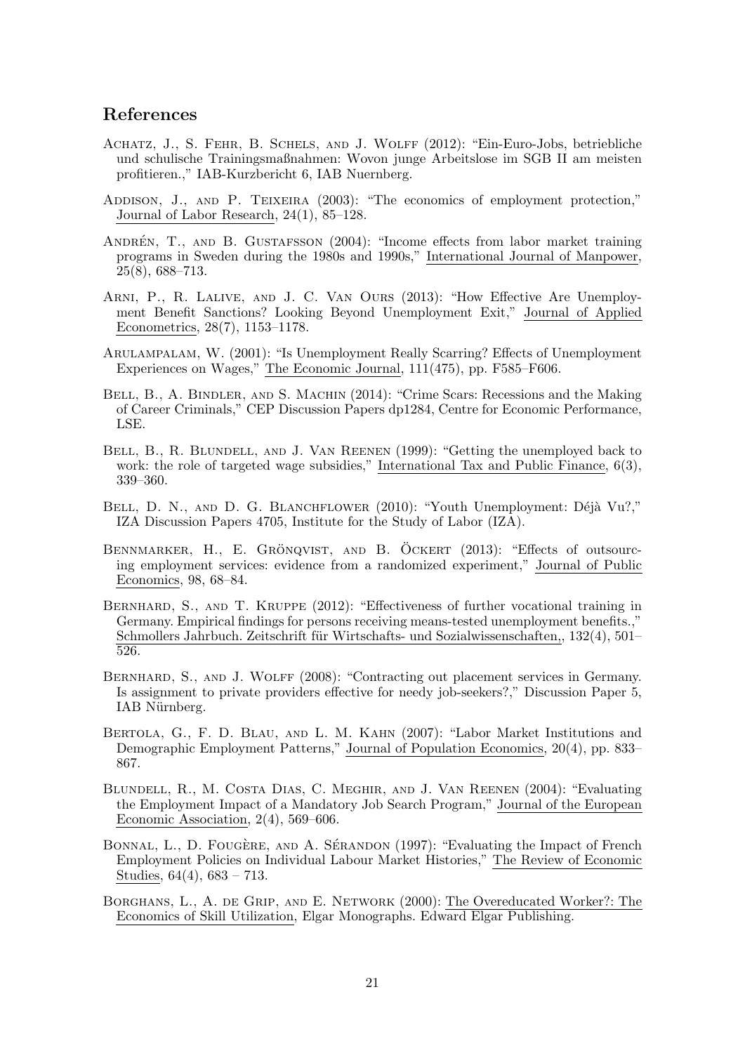## References

Achatz, J., S. Fehr, B. Schels, and J. Wolff (2012): "Ein-Euro-Jobs, betriebliche und schulische Trainingsmaßnahmen: Wovon junge Arbeitslose im SGB II am meisten profitieren.," IAB-Kurzbericht 6, IAB Nuernberg.

Addison, J., and P. Teixeira (2003): "The economics of employment protection," Journal of Labor Research, 24(1), 85–128.

Andrén, T., and B. Gustafsson (2004): "Income effects from labor market training programs in Sweden during the 1980s and 1990s," International Journal of Manpower, 25(8), 688–713.

Arni, P., R. Lalive, and J. C. Van Ours (2013): "How Effective Are Unemployment Benefit Sanctions? Looking Beyond Unemployment Exit," Journal of Applied Econometrics, 28(7), 1153–1178.

Arulampalam, W. (2001): "Is Unemployment Really Scarring? Effects of Unemployment Experiences on Wages," The Economic Journal, 111(475), pp. F585–F606.

Bell, B., A. Bindler, and S. Machin (2014): "Crime Scars: Recessions and the Making of Career Criminals," CEP Discussion Papers dp1284, Centre for Economic Performance, LSE.

Bell, B., R. Blundell, and J. Van Reenen (1999): "Getting the unemployed back to work: the role of targeted wage subsidies," International Tax and Public Finance, 6(3), 339–360.

Bell, D. N., and D. G. Blanchflower (2010): "Youth Unemployment: Déjà Vu?," IZA Discussion Papers 4705, Institute for the Study of Labor (IZA).

Bennmarker, H., E. Grönqvist, and B. Öckert (2013): "Effects of outsourcing employment services: evidence from a randomized experiment," Journal of Public Economics, 98, 68–84.

Bernhard, S., and T. Kruppe (2012): "Effectiveness of further vocational training in Germany. Empirical findings for persons receiving means-tested unemployment benefits.," Schmollers Jahrbuch. Zeitschrift für Wirtschafts- und Sozialwissenschaften,, 132(4), 501–526.

Bernhard, S., and J. Wolff (2008): "Contracting out placement services in Germany. Is assignment to private providers effective for needy job-seekers?," Discussion Paper 5, IAB Nürnberg.

Bertola, G., F. D. Blau, and L. M. Kahn (2007): "Labor Market Institutions and Demographic Employment Patterns," Journal of Population Economics, 20(4), pp. 833–867.

Blundell, R., M. Costa Dias, C. Meghir, and J. Van Reenen (2004): "Evaluating the Employment Impact of a Mandatory Job Search Program," Journal of the European Economic Association, 2(4), 569–606.

Bonnal, L., D. Fougère, and A. Sérandon (1997): "Evaluating the Impact of French Employment Policies on Individual Labour Market Histories," The Review of Economic Studies, 64(4), 683 – 713.

Borghans, L., A. de Grip, and E. Network (2000): The Overeducated Worker?: The Economics of Skill Utilization, Elgar Monographs. Edward Elgar Publishing.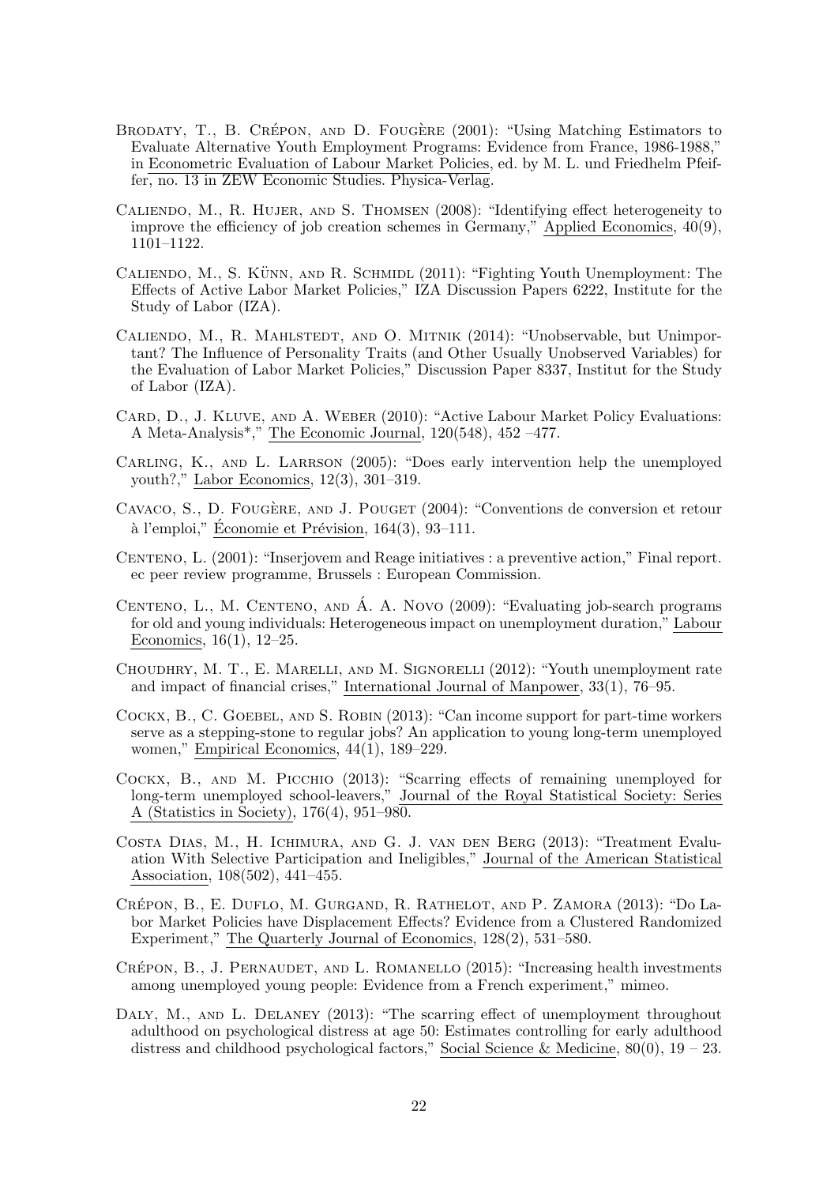Brodaty, T., B. Crépon, and D. Fougère (2001): "Using Matching Estimators to Evaluate Alternative Youth Employment Programs: Evidence from France, 1986-1988," in Econometric Evaluation of Labour Market Policies, ed. by M. L. und Friedhelm Pfeiffer, no. 13 in ZEW Economic Studies. Physica-Verlag.

Caliendo, M., R. Hujer, and S. Thomsen (2008): "Identifying effect heterogeneity to improve the efficiency of job creation schemes in Germany," Applied Economics, 40(9), 1101–1122.

Caliendo, M., S. Künn, and R. Schmidl (2011): "Fighting Youth Unemployment: The Effects of Active Labor Market Policies," IZA Discussion Papers 6222, Institute for the Study of Labor (IZA).

Caliendo, M., R. Mahlstedt, and O. Mitnik (2014): "Unobservable, but Unimportant? The Influence of Personality Traits (and Other Usually Unobserved Variables) for the Evaluation of Labor Market Policies," Discussion Paper 8337, Institut for the Study of Labor (IZA).

Card, D., J. Kluve, and A. Weber (2010): "Active Labour Market Policy Evaluations: A Meta-Analysis*," The Economic Journal, 120(548), 452 –477.

Carling, K., and L. Larrson (2005): "Does early intervention help the unemployed youth?," Labor Economics, 12(3), 301–319.

Cavaco, S., D. Fougère, and J. Pouget (2004): "Conventions de conversion et retour à l'emploi," Économie et Prévision, 164(3), 93–111.

Centeno, L. (2001): "Inserjovem and Reage initiatives : a preventive action," Final report. ec peer review programme, Brussels : European Commission.

Centeno, L., M. Centeno, and Á. A. Novo (2009): "Evaluating job-search programs for old and young individuals: Heterogeneous impact on unemployment duration," Labour Economics, 16(1), 12–25.

Choudhry, M. T., E. Marelli, and M. Signorelli (2012): "Youth unemployment rate and impact of financial crises," International Journal of Manpower, 33(1), 76–95.

Cockx, B., C. Goebel, and S. Robin (2013): "Can income support for part-time workers serve as a stepping-stone to regular jobs? An application to young long-term unemployed women," Empirical Economics, 44(1), 189–229.

Cockx, B., and M. Picchio (2013): "Scarring effects of remaining unemployed for long-term unemployed school-leavers," Journal of the Royal Statistical Society: Series A (Statistics in Society), 176(4), 951–980.

Costa Dias, M., H. Ichimura, and G. J. van den Berg (2013): "Treatment Evaluation With Selective Participation and Ineligibles," Journal of the American Statistical Association, 108(502), 441–455.

Crépon, B., E. Duflo, M. Gurgand, R. Rathelot, and P. Zamora (2013): "Do Labor Market Policies have Displacement Effects? Evidence from a Clustered Randomized Experiment," The Quarterly Journal of Economics, 128(2), 531–580.

Crépon, B., J. Pernaudet, and L. Romanello (2015): "Increasing health investments among unemployed young people: Evidence from a French experiment," mimeo.

Daly, M., and L. Delaney (2013): "The scarring effect of unemployment throughout adulthood on psychological distress at age 50: Estimates controlling for early adulthood distress and childhood psychological factors," Social Science & Medicine, 80(0), 19 – 23.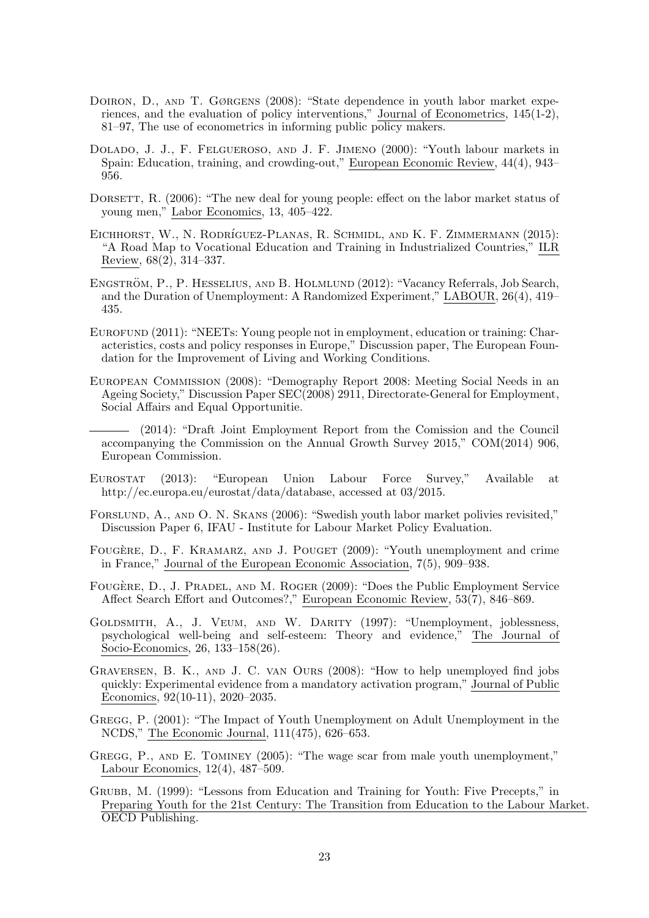Doiron, D., and T. Gørgens (2008): "State dependence in youth labor market experiences, and the evaluation of policy interventions," Journal of Econometrics, 145(1-2), 81–97, The use of econometrics in informing public policy makers.

Dolado, J. J., F. Felgueroso, and J. F. Jimeno (2000): "Youth labour markets in Spain: Education, training, and crowding-out," European Economic Review, 44(4), 943–956.

Dorsett, R. (2006): "The new deal for young people: effect on the labor market status of young men," Labor Economics, 13, 405–422.

Eichhorst, W., N. Rodríguez-Planas, R. Schmidl, and K. F. Zimmermann (2015): "A Road Map to Vocational Education and Training in Industrialized Countries," ILR Review, 68(2), 314–337.

Engström, P., P. Hesselius, and B. Holmlund (2012): "Vacancy Referrals, Job Search, and the Duration of Unemployment: A Randomized Experiment," LABOUR, 26(4), 419–435.

Eurofund (2011): "NEETs: Young people not in employment, education or training: Characteristics, costs and policy responses in Europe," Discussion paper, The European Foundation for the Improvement of Living and Working Conditions.

European Commission (2008): "Demography Report 2008: Meeting Social Needs in an Ageing Society," Discussion Paper SEC(2008) 2911, Directorate-General for Employment, Social Affairs and Equal Opportunitie.

——— (2014): "Draft Joint Employment Report from the Comission and the Council accompanying the Commission on the Annual Growth Survey 2015," COM(2014) 906, European Commission.

Eurostat (2013): "European Union Labour Force Survey," Available at http://ec.europa.eu/eurostat/data/database, accessed at 03/2015.

Forslund, A., and O. N. Skans (2006): "Swedish youth labor market polivies revisited," Discussion Paper 6, IFAU - Institute for Labour Market Policy Evaluation.

Fougère, D., F. Kramarz, and J. Pouget (2009): "Youth unemployment and crime in France," Journal of the European Economic Association, 7(5), 909–938.

Fougère, D., J. Pradel, and M. Roger (2009): "Does the Public Employment Service Affect Search Effort and Outcomes?," European Economic Review, 53(7), 846–869.

Goldsmith, A., J. Veum, and W. Darity (1997): "Unemployment, joblessness, psychological well-being and self-esteem: Theory and evidence," The Journal of Socio-Economics, 26, 133–158(26).

Graversen, B. K., and J. C. van Ours (2008): "How to help unemployed find jobs quickly: Experimental evidence from a mandatory activation program," Journal of Public Economics, 92(10-11), 2020–2035.

Gregg, P. (2001): "The Impact of Youth Unemployment on Adult Unemployment in the NCDS," The Economic Journal, 111(475), 626–653.

Gregg, P., and E. Tominey (2005): "The wage scar from male youth unemployment," Labour Economics, 12(4), 487–509.

Grubb, M. (1999): "Lessons from Education and Training for Youth: Five Precepts," in Preparing Youth for the 21st Century: The Transition from Education to the Labour Market. OECD Publishing.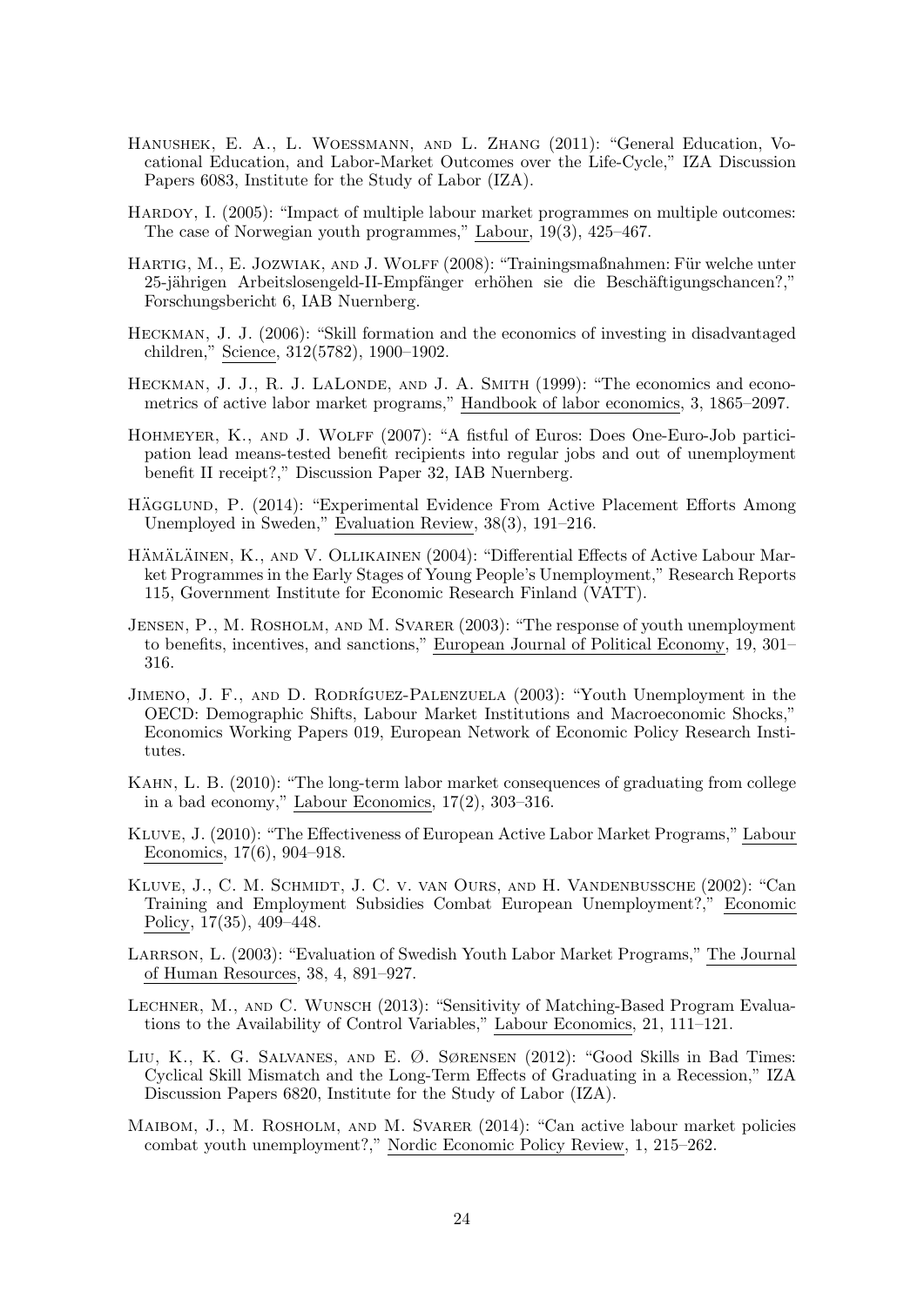Hanushek, E. A., L. Woessmann, and L. Zhang (2011): "General Education, Vocational Education, and Labor-Market Outcomes over the Life-Cycle," IZA Discussion Papers 6083, Institute for the Study of Labor (IZA).

Hardoy, I. (2005): "Impact of multiple labour market programmes on multiple outcomes: The case of Norwegian youth programmes," Labour, 19(3), 425–467.

Hartig, M., E. Jozwiak, and J. Wolff (2008): "Trainingsmaßnahmen: Für welche unter 25-jährigen Arbeitslosengeld-II-Empfänger erhöhen sie die Beschäftigungschancen?," Forschungsbericht 6, IAB Nuernberg.

Heckman, J. J. (2006): "Skill formation and the economics of investing in disadvantaged children," Science, 312(5782), 1900–1902.

Heckman, J. J., R. J. LaLonde, and J. A. Smith (1999): "The economics and econometrics of active labor market programs," Handbook of labor economics, 3, 1865–2097.

Hohmeyer, K., and J. Wolff (2007): "A fistful of Euros: Does One-Euro-Job participation lead means-tested benefit recipients into regular jobs and out of unemployment benefit II receipt?," Discussion Paper 32, IAB Nuernberg.

Hägglund, P. (2014): "Experimental Evidence From Active Placement Efforts Among Unemployed in Sweden," Evaluation Review, 38(3), 191–216.

Hämäläinen, K., and V. Ollikainen (2004): "Differential Effects of Active Labour Market Programmes in the Early Stages of Young People's Unemployment," Research Reports 115, Government Institute for Economic Research Finland (VATT).

Jensen, P., M. Rosholm, and M. Svarer (2003): "The response of youth unemployment to benefits, incentives, and sanctions," European Journal of Political Economy, 19, 301–316.

Jimeno, J. F., and D. Rodríguez-Palenzuela (2003): "Youth Unemployment in the OECD: Demographic Shifts, Labour Market Institutions and Macroeconomic Shocks," Economics Working Papers 019, European Network of Economic Policy Research Institutes.

Kahn, L. B. (2010): "The long-term labor market consequences of graduating from college in a bad economy," Labour Economics, 17(2), 303–316.

Kluve, J. (2010): "The Effectiveness of European Active Labor Market Programs," Labour Economics, 17(6), 904–918.

Kluve, J., C. M. Schmidt, J. C. v. van Ours, and H. Vandenbussche (2002): "Can Training and Employment Subsidies Combat European Unemployment?," Economic Policy, 17(35), 409–448.

Larrson, L. (2003): "Evaluation of Swedish Youth Labor Market Programs," The Journal of Human Resources, 38, 4, 891–927.

Lechner, M., and C. Wunsch (2013): "Sensitivity of Matching-Based Program Evaluations to the Availability of Control Variables," Labour Economics, 21, 111–121.

Liu, K., K. G. Salvanes, and E. Ø. Sørensen (2012): "Good Skills in Bad Times: Cyclical Skill Mismatch and the Long-Term Effects of Graduating in a Recession," IZA Discussion Papers 6820, Institute for the Study of Labor (IZA).

Maibom, J., M. Rosholm, and M. Svarer (2014): "Can active labour market policies combat youth unemployment?," Nordic Economic Policy Review, 1, 215–262.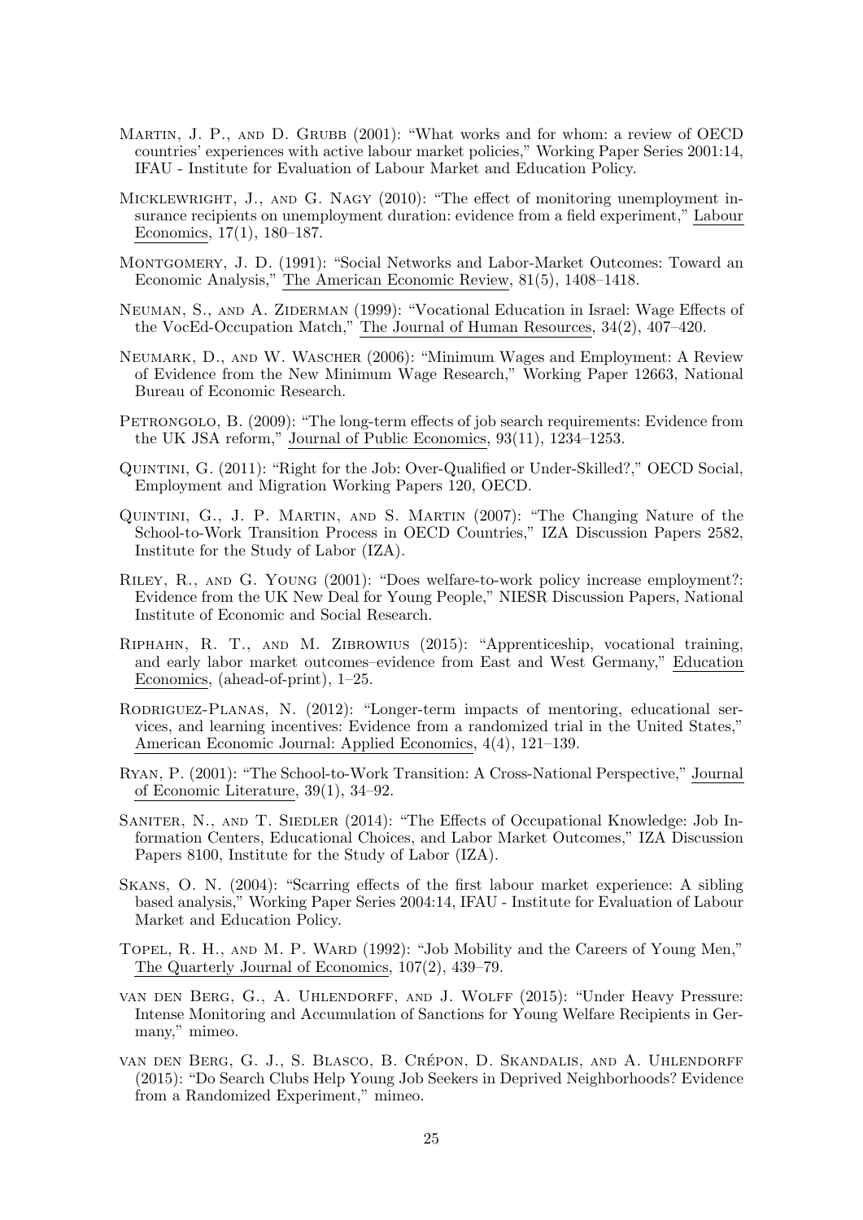Martin, J. P., and D. Grubb (2001): "What works and for whom: a review of OECD countries' experiences with active labour market policies," Working Paper Series 2001:14, IFAU - Institute for Evaluation of Labour Market and Education Policy.

Micklewright, J., and G. Nagy (2010): "The effect of monitoring unemployment insurance recipients on unemployment duration: evidence from a field experiment," Labour Economics, 17(1), 180–187.

Montgomery, J. D. (1991): "Social Networks and Labor-Market Outcomes: Toward an Economic Analysis," The American Economic Review, 81(5), 1408–1418.

Neuman, S., and A. Ziderman (1999): "Vocational Education in Israel: Wage Effects of the VocEd-Occupation Match," The Journal of Human Resources, 34(2), 407–420.

Neumark, D., and W. Wascher (2006): "Minimum Wages and Employment: A Review of Evidence from the New Minimum Wage Research," Working Paper 12663, National Bureau of Economic Research.

Petrongolo, B. (2009): "The long-term effects of job search requirements: Evidence from the UK JSA reform," Journal of Public Economics, 93(11), 1234–1253.

Quintini, G. (2011): "Right for the Job: Over-Qualified or Under-Skilled?," OECD Social, Employment and Migration Working Papers 120, OECD.

Quintini, G., J. P. Martin, and S. Martin (2007): "The Changing Nature of the School-to-Work Transition Process in OECD Countries," IZA Discussion Papers 2582, Institute for the Study of Labor (IZA).

Riley, R., and G. Young (2001): "Does welfare-to-work policy increase employment?: Evidence from the UK New Deal for Young People," NIESR Discussion Papers, National Institute of Economic and Social Research.

Riphahn, R. T., and M. Zibrowius (2015): "Apprenticeship, vocational training, and early labor market outcomes–evidence from East and West Germany," Education Economics, (ahead-of-print), 1–25.

Rodriguez-Planas, N. (2012): "Longer-term impacts of mentoring, educational services, and learning incentives: Evidence from a randomized trial in the United States," American Economic Journal: Applied Economics, 4(4), 121–139.

Ryan, P. (2001): "The School-to-Work Transition: A Cross-National Perspective," Journal of Economic Literature, 39(1), 34–92.

Saniter, N., and T. Siedler (2014): "The Effects of Occupational Knowledge: Job Information Centers, Educational Choices, and Labor Market Outcomes," IZA Discussion Papers 8100, Institute for the Study of Labor (IZA).

Skans, O. N. (2004): "Scarring effects of the first labour market experience: A sibling based analysis," Working Paper Series 2004:14, IFAU - Institute for Evaluation of Labour Market and Education Policy.

Topel, R. H., and M. P. Ward (1992): "Job Mobility and the Careers of Young Men," The Quarterly Journal of Economics, 107(2), 439–79.

van den Berg, G., A. Uhlendorff, and J. Wolff (2015): "Under Heavy Pressure: Intense Monitoring and Accumulation of Sanctions for Young Welfare Recipients in Germany," mimeo.

van den Berg, G. J., S. Blasco, B. Crépon, D. Skandalis, and A. Uhlendorff (2015): "Do Search Clubs Help Young Job Seekers in Deprived Neighborhoods? Evidence from a Randomized Experiment," mimeo.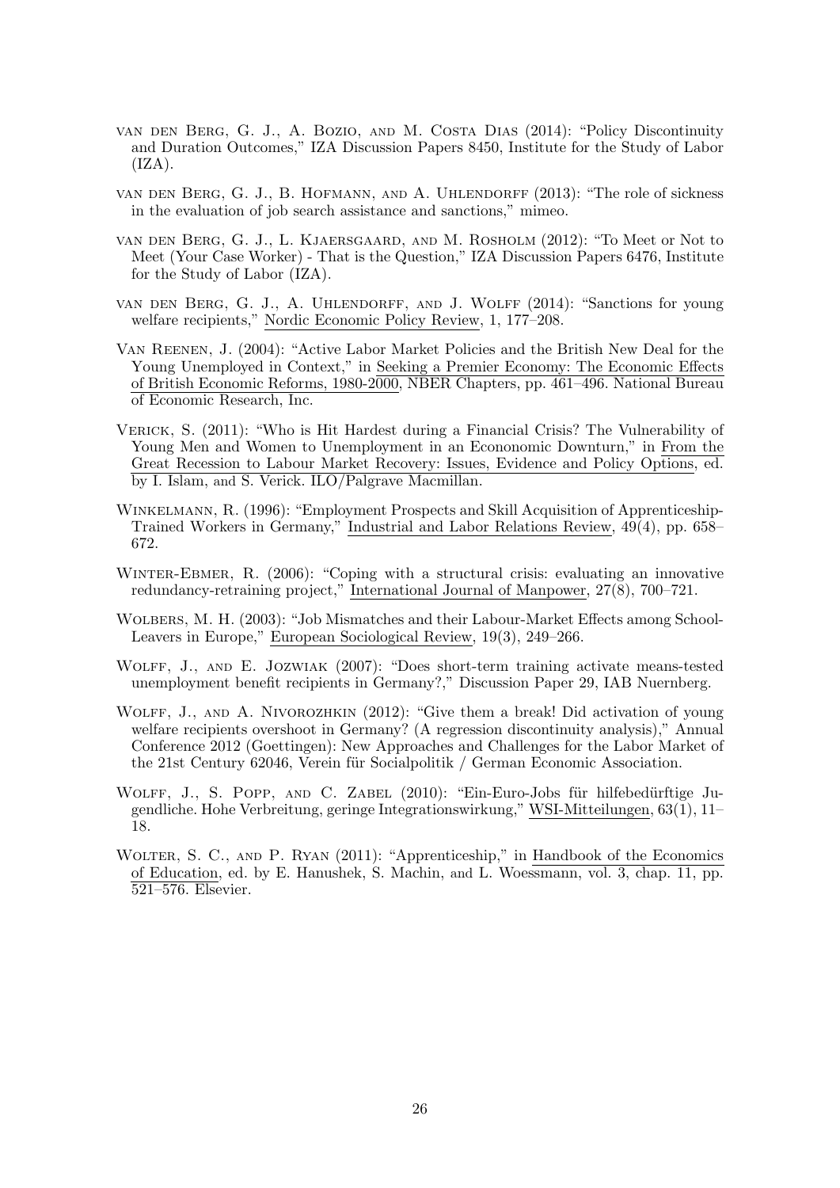van den Berg, G. J., A. Bozio, and M. Costa Dias (2014): "Policy Discontinuity and Duration Outcomes," IZA Discussion Papers 8450, Institute for the Study of Labor (IZA).

van den Berg, G. J., B. Hofmann, and A. Uhlendorff (2013): "The role of sickness in the evaluation of job search assistance and sanctions," mimeo.

van den Berg, G. J., L. Kjaersgaard, and M. Rosholm (2012): "To Meet or Not to Meet (Your Case Worker) - That is the Question," IZA Discussion Papers 6476, Institute for the Study of Labor (IZA).

van den Berg, G. J., A. Uhlendorff, and J. Wolff (2014): "Sanctions for young welfare recipients," Nordic Economic Policy Review, 1, 177–208.

Van Reenen, J. (2004): "Active Labor Market Policies and the British New Deal for the Young Unemployed in Context," in Seeking a Premier Economy: The Economic Effects of British Economic Reforms, 1980-2000, NBER Chapters, pp. 461–496. National Bureau of Economic Research, Inc.

Verick, S. (2011): "Who is Hit Hardest during a Financial Crisis? The Vulnerability of Young Men and Women to Unemployment in an Econonomic Downturn," in From the Great Recession to Labour Market Recovery: Issues, Evidence and Policy Options, ed. by I. Islam, and S. Verick. ILO/Palgrave Macmillan.

Winkelmann, R. (1996): "Employment Prospects and Skill Acquisition of Apprenticeship-Trained Workers in Germany," Industrial and Labor Relations Review, 49(4), pp. 658–672.

Winter-Ebmer, R. (2006): "Coping with a structural crisis: evaluating an innovative redundancy-retraining project," International Journal of Manpower, 27(8), 700–721.

Wolbers, M. H. (2003): "Job Mismatches and their Labour-Market Effects among School-Leavers in Europe," European Sociological Review, 19(3), 249–266.

Wolff, J., and E. Jozwiak (2007): "Does short-term training activate means-tested unemployment benefit recipients in Germany?," Discussion Paper 29, IAB Nuernberg.

Wolff, J., and A. Nivorozhkin (2012): "Give them a break! Did activation of young welfare recipients overshoot in Germany? (A regression discontinuity analysis)," Annual Conference 2012 (Goettingen): New Approaches and Challenges for the Labor Market of the 21st Century 62046, Verein für Socialpolitik / German Economic Association.

Wolff, J., S. Popp, and C. Zabel (2010): "Ein-Euro-Jobs für hilfebedürftige Jugendliche. Hohe Verbreitung, geringe Integrationswirkung," WSI-Mitteilungen, 63(1), 11–18.

Wolter, S. C., and P. Ryan (2011): "Apprenticeship," in Handbook of the Economics of Education, ed. by E. Hanushek, S. Machin, and L. Woessmann, vol. 3, chap. 11, pp. 521–576. Elsevier.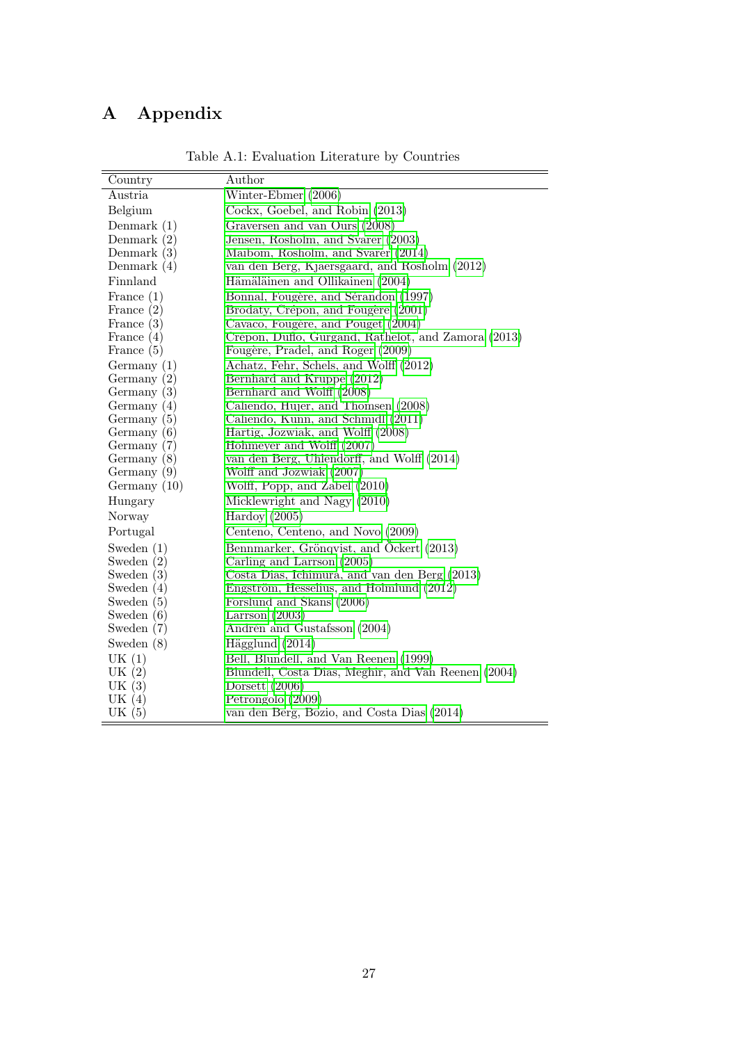# A Appendix

Table A.1: Evaluation Literature by Countries

| Country | Author |
|---|---|
| Austria | Winter-Ebmer (2006) |
| Belgium | Cockx, Goebel, and Robin (2013) |
| Denmark (1) | Graversen and van Ours (2008) |
| Denmark (2) | Jensen, Rosholm, and Svarer (2003) |
| Denmark (3) | Maibom, Rosholm, and Svarer (2014) |
| Denmark (4) | van den Berg, Kjaersgaard, and Rosholm (2012) |
| Finnland | Hämäläinen and Ollikainen (2004) |
| France (1) | Bonnal, Fougère, and Sérandon (1997) |
| France (2) | Brodaty, Crépon, and Fougère (2001) |
| France (3) | Cavaco, Fougère, and Pouget (2004) |
| France (4) | Crépon, Duflo, Gurgand, Rathelot, and Zamora (2013) |
| France (5) | Fougère, Pradel, and Roger (2009) |
| Germany (1) | Achatz, Fehr, Schels, and Wolff (2012) |
| Germany (2) | Bernhard and Kruppe (2012) |
| Germany (3) | Bernhard and Wolff (2008) |
| Germany (4) | Caliendo, Hujer, and Thomsen (2008) |
| Germany (5) | Caliendo, Kunn, and Schmidl (2011) |
| Germany (6) | Hartig, Jozwiak, and Wolff (2008) |
| Germany (7) | Hohmeyer and Wolff (2007) |
| Germany (8) | van den Berg, Uhlendorff, and Wolff (2014) |
| Germany (9) | Wolff and Jozwiak (2007) |
| Germany (10) | Wolff, Popp, and Zabel (2010) |
| Hungary | Micklewright and Nagy (2010) |
| Norway | Hardoy (2005) |
| Portugal | Centeno, Centeno, and Novo (2009) |
| Sweden (1) | Bennmarker, Grönqvist, and Öckert (2013) |
| Sweden (2) | Carling and Larrson (2005) |
| Sweden (3) | Costa Dias, Ichimura, and van den Berg (2013) |
| Sweden (4) | Engström, Hesselius, and Holmlund (2012) |
| Sweden (5) | Forslund and Skans (2006) |
| Sweden (6) | Larrson (2003) |
| Sweden (7) | Andrén and Gustafsson (2004) |
| Sweden (8) | Hägglund (2014) |
| UK (1) | Bell, Blundell, and Van Reenen (1999) |
| UK (2) | Blundell, Costa Dias, Meghir, and Van Reenen (2004) |
| UK (3) | Dorsett (2006) |
| UK (4) | Petrongolo (2009) |
| UK (5) | van den Berg, Bozio, and Costa Dias (2014) |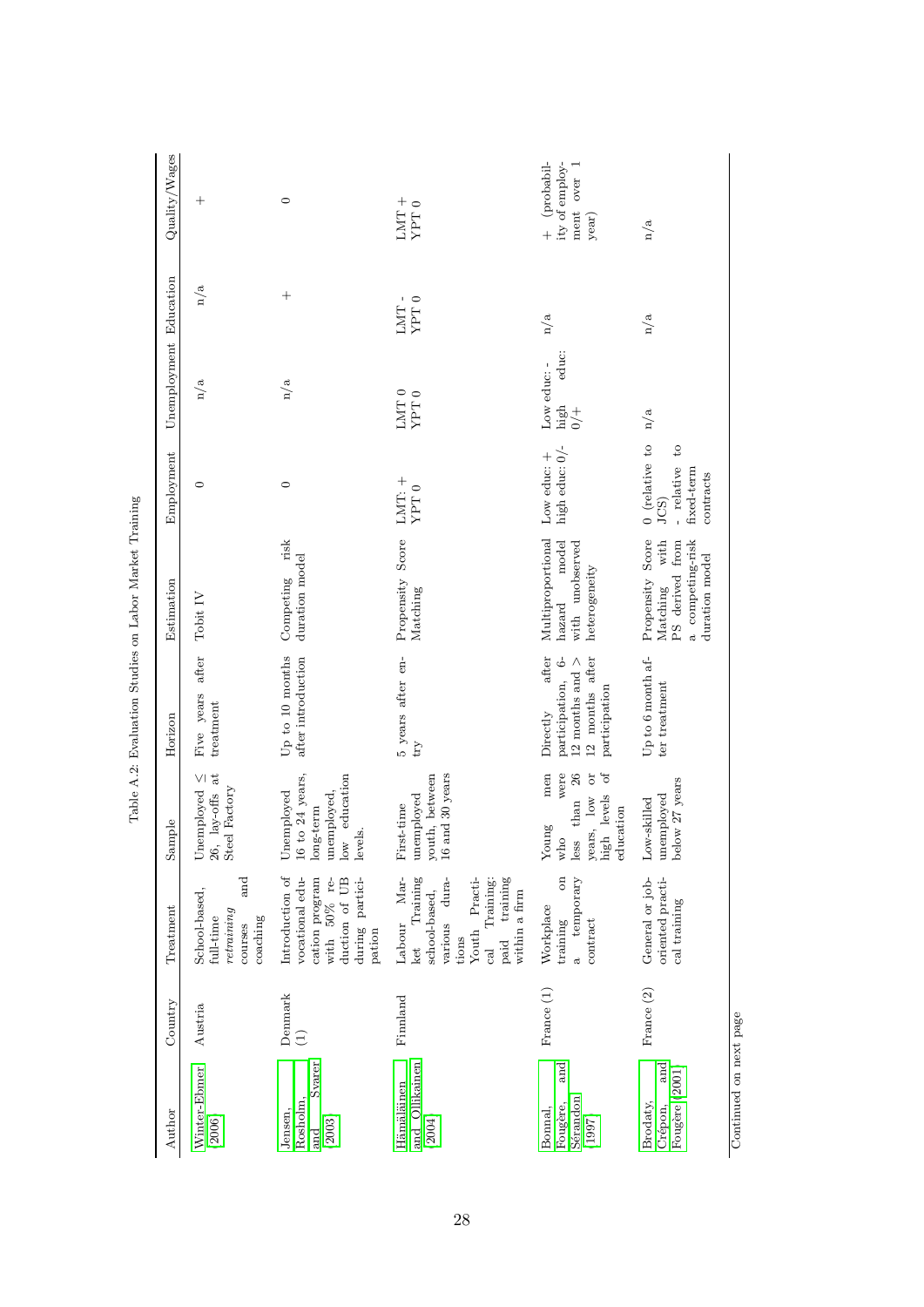Table A.2: Evaluation Studies on Labor Market Training

| Author | Country | Treatment | Sample | Horizon | Estimation | Employment | Unemployment | Education | Quality/Wages |
|---|---|---|---|---|---|---|---|---|---|
| Winter-Ebmer (2006) | Austria | School-based, full-time *retraining* courses and coaching | Unemployed ≤ 26, lay-offs at Steel Factory | Five years after treatment | Tobit IV | 0 | n/a | n/a | + |
| Jensen, Rosholm, and Svarer (2003) | Denmark (1) | Introduction of vocational education program with 50% reduction of UB during participation | Unemployed 16 to 24 years, long-term unemployed, low education levels. | Up to 10 months after introduction | Competing risk duration model | 0 | n/a | + | 0 |
| Hämäläinen and Ollikainen (2004) | Finnland | Labour Market Training school-based, various durations Youth Practical Training: paid training within a firm | First-time unemployed youth, between 16 and 30 years | 5 years after entry | Propensity Score Matching | LMT: + YPT 0 | LMT 0 YPT 0 | LMT - YPT 0 | LMT + YPT 0 |
| Bonnal, Fougère, and Sérandon (1997) | France (1) | Workplace training on a temporary contract | Young men who were less than 26 years, low or high levels of education | Directly after participation, 6-12 months and > 12 months after participation | Multiproportional hazard model with unobserved heterogeneity | Low educ: + high educ: 0/- | Low educ: - high educ: 0/+ | n/a | + (probability of employment over 1 year) |
| Brodaty, Crépon, and Fougère (2001) | France (2) | General or job-oriented practical training | Low-skilled unemployed below 27 years | Up to 6 month after treatment | Propensity Score Matching with PS derived from a competing-risk duration model | 0 (relative to JCS) - relative to fixed-term contracts | n/a | n/a | n/a |

Continued on next page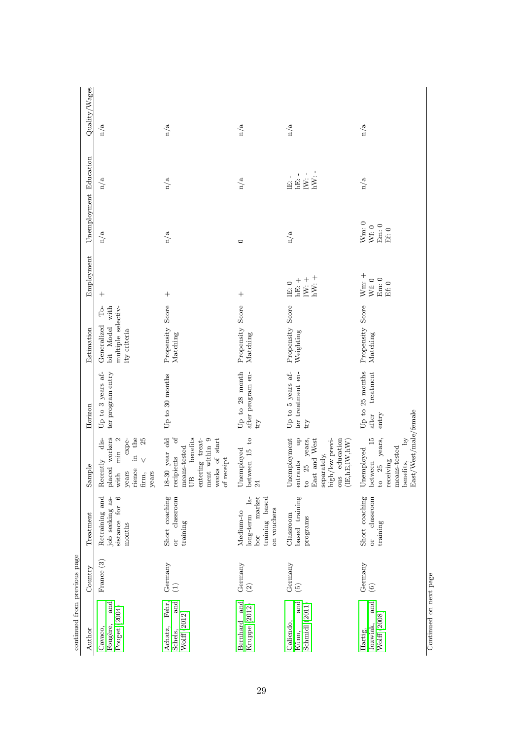continued from previous page

| Author | Country | Treatment | Sample | Horizon | Estimation | Employment | Unemployment | Education | Quality/Wages |
|---|---|---|---|---|---|---|---|---|---|
| Cavaco, Fougère, and Pouget (2004) | France (3) | Retraining and job seeking assistance for 6 months | Recently displaced workers with min 2 years experience in the firm, < 25 years | Up to 3 years after program entry | Generalized Tobit Model with multiple selectivity criteria | + | n/a | n/a | n/a |
| Achatz, Fehr, Schels, and Wolff (2012) | Germany (1) | Short coaching or classroom training | 18-30 year old recipients of means-tested UB benefits entering treatment within 9 weeks of start of receipt | Up to 30 months | Propensity Score Matching | + | n/a | n/a | n/a |
| Bernhard and Kruppe (2012) | Germany (2) | Medium-to long-term labor market training based on vouchers | Unemployed between 15 to 24 | Up to 28 month after program entry | Propensity Score Matching | + | 0 | n/a | n/a |
| Caliendo, Künn, and Schmidl (2011) | Germany (5) | Classroom based training programs | Unemployment entrants up to 25 years, East and West separately, high/low previous education (lE,hE,lW,hW) | Up to 5 years after treatment entry | Propensity Score Weighting | lE: 0<br>hE: +<br>lW: +<br>hW: + | n/a | lE: -<br>hE: -<br>lW: -<br>hW: - | n/a |
| Hartig, Jozwiak, and Wolff (2008) | Germany (6) | Short coaching or classroom training | Unemployed between 15 to 25 years, receiving means-tested benefits, by East/West/male/female | Up to 25 months after treatment entry | Propensity Score Matching | Wm: +<br>Wf: 0<br>Em: 0<br>Ef: 0 | Wm: 0<br>Wf: 0<br>Em: 0<br>Ef: 0 | n/a | n/a |

Continued on next page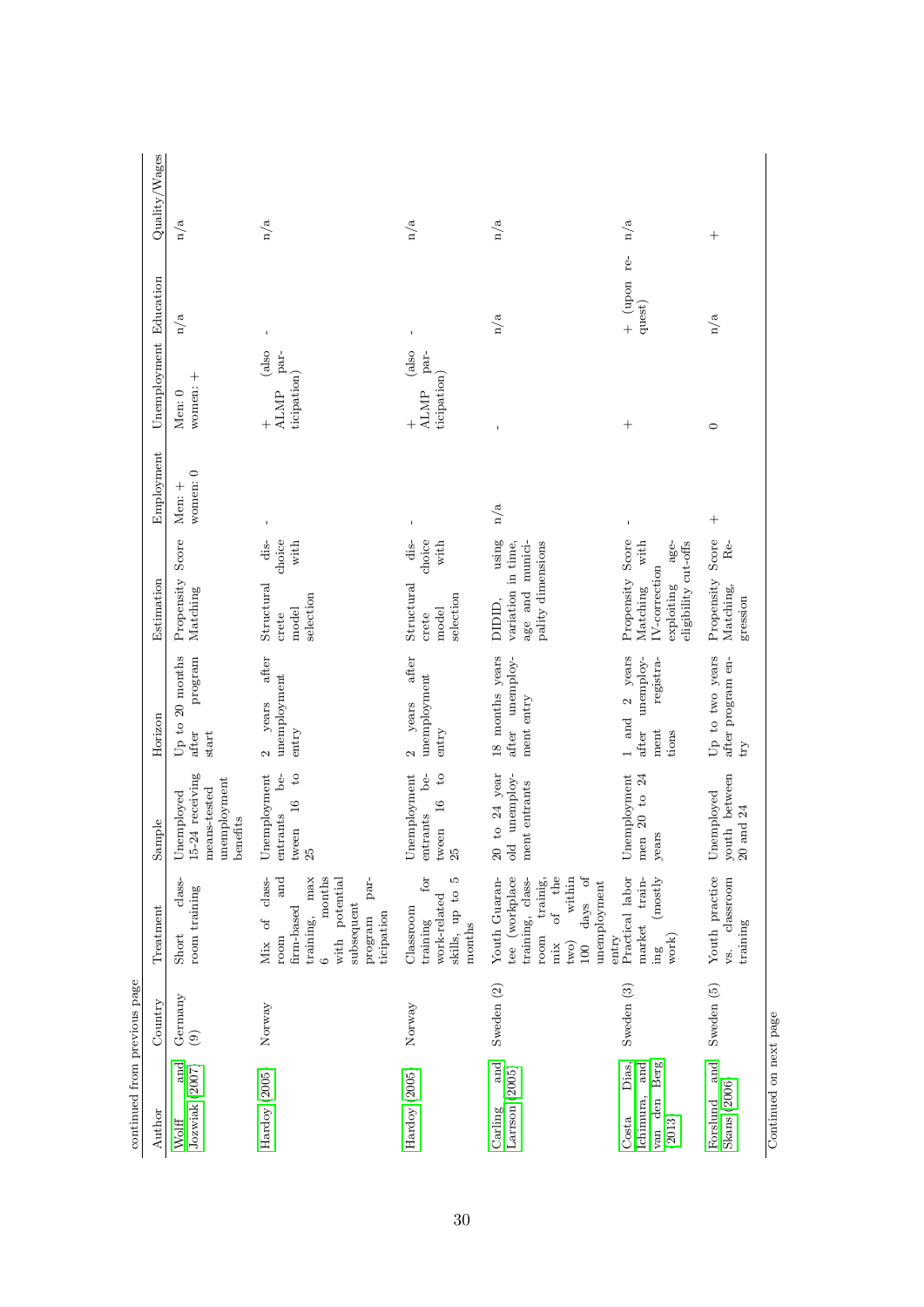continued from previous page

| Author | Country | Treatment | Sample | Horizon | Estimation | Employment | Unemployment | Education | Quality/Wages |
|---|---|---|---|---|---|---|---|---|---|
| Wolff and Jozwiak (2007) | Germany (9) | Short class-room training | Unemployed 15-24 receiving means-tested unemployment benefits | Up to 20 months after program start | Propensity Score Matching | Men: + women: 0 | Men: 0 women: + | n/a | n/a |
| Hardoy (2005) | Norway | Mix of class-room and firm-based training, max 6 months with potential subsequent program participation | Unemployment entrants between 16 to 25 | 2 years after unemployment entry | Structural discrete choice model with selection | - | + (also ALMP participation) | - | n/a |
| Hardoy (2005) | Norway | Classroom training for work-related skills, up to 5 months | Unemployment entrants between 16 to 25 | 2 years after unemployment entry | Structural discrete choice model with selection | - | + (also ALMP participation) | - | n/a |
| Carling and Larsson (2005) | Sweden (2) | Youth Guarantee (workplace training, class-room trainig, mix of the two) within 100 days of unemployment entry | 20 to 24 year old unemployment entrants | 18 months years after unemployment entry | DIDID, using variation in time, age and municipality dimensions | n/a | - | n/a | n/a |
| Costa Dias, Ichimura, and van den Berg (2013) | Sweden (3) | Practical labor market training (mostly work) | Unemployment men 20 to 24 years | 1 and 2 years after unemployment registrations | Propensity Score Matching with IV-correction exploiting age-eligibility cut-offs | - | + | + (upon request) | n/a |
| Forslund and Skans (2006) | Sweden (5) | Youth practice vs. classroom training | Unemployed youth between 20 and 24 | Up to two years after program entry | Propensity Score Matching, Regression | + | 0 | n/a | + |

Continued on next page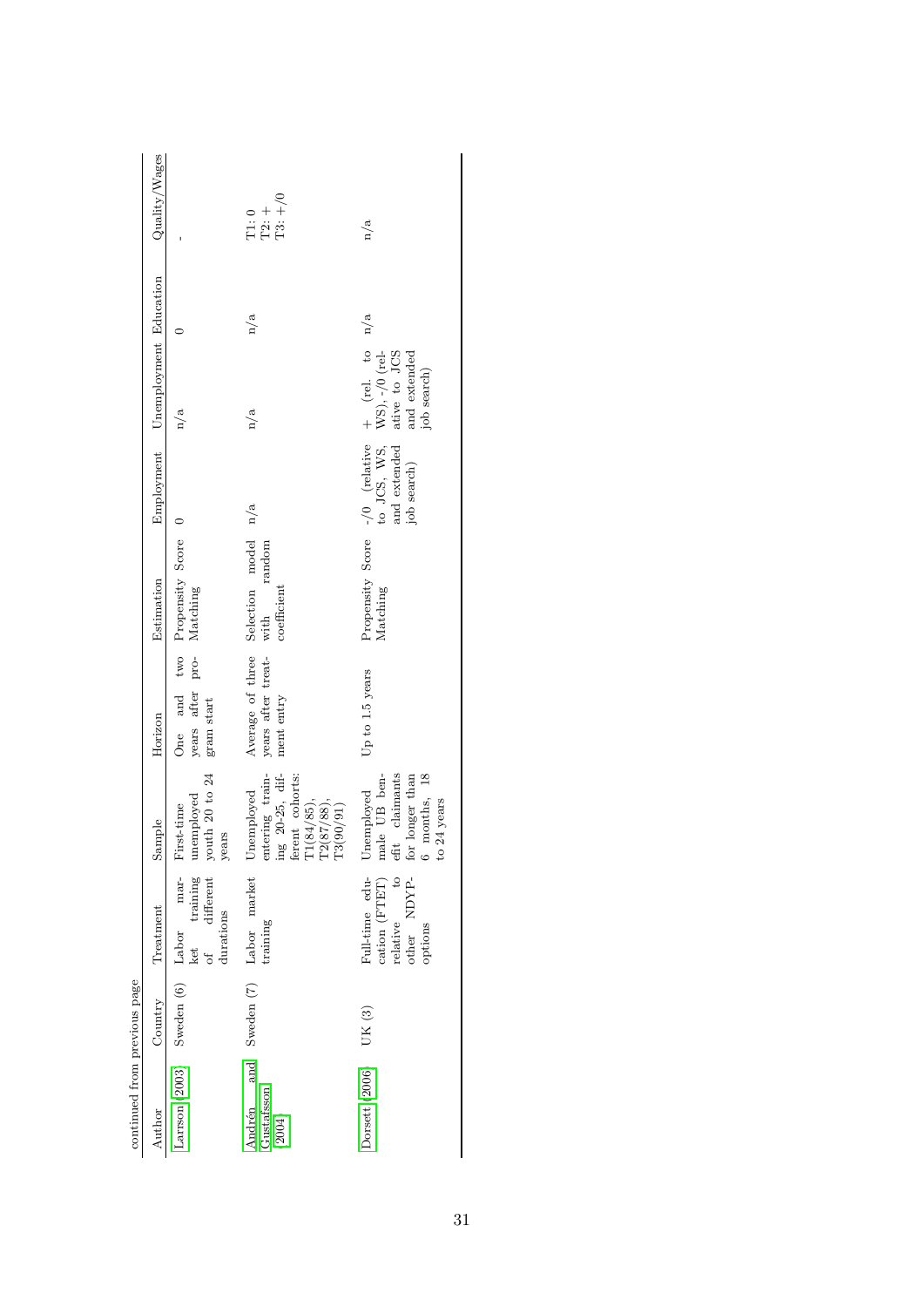continued from previous page

| Author | Country | Treatment | Sample | Horizon | Estimation | Employment | Unemployment | Education | Quality/Wages |
|---|---|---|---|---|---|---|---|---|---|
| Larrson (2003) | Sweden (6) | Labor market training of different durations | First-time unemployed youth 20 to 24 years | One and two years after program start | Propensity Score Matching | 0 | n/a | 0 | - |
| Andrén and Gustafsson (2004) | Sweden (7) | Labor market training | Unemployed entering training 20-25, different cohorts: T1(84/85), T2(87/88), T3(90/91) | Average of three years after treatment entry | Selection model with random coefficient | n/a | n/a | n/a | T1: 0<br>T2: +<br>T3: +/0 |
| Dorsett (2006) | UK (3) | Full-time education (FTET) relative to other NDYP-options | Unemployed male UB benefit claimants for longer than 6 months, 18 to 24 years | Up to 1.5 years | Propensity Score Matching | -/0 (relative to JCS, WS, and extended job search) | + (rel. to WS), -/0 (relative to JCS and extended job search) | n/a | n/a |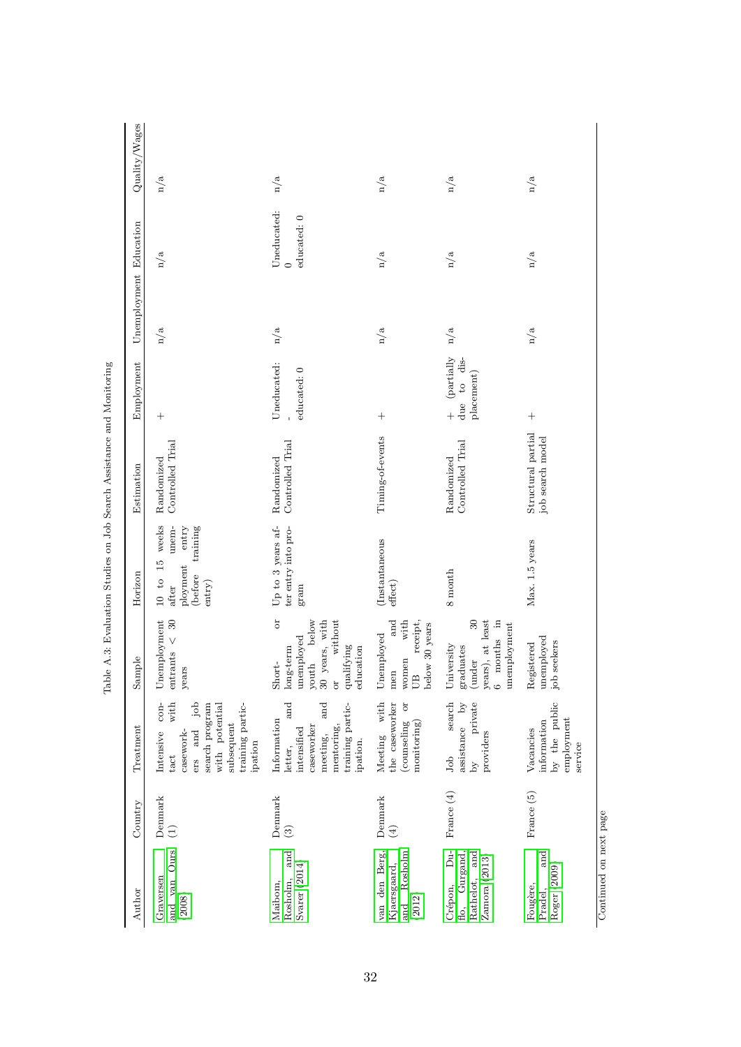Table A.3: Evaluation Studies on Job Search Assistance and Monitoring

| Author | Country | Treatment | Sample | Horizon | Estimation | Employment | Unemployment | Education | Quality/Wages |
|---|---|---|---|---|---|---|---|---|---|
| Graversen and van Ours 2008 | Denmark (1) | Intensive contact with caseworkers and job search program with potential subsequent training participation | Unemployment entrants < 30 years | 10 to 15 weeks after unemployment entry (before training entry) | Randomized Controlled Trial | + | n/a | n/a | n/a |
| Maibom, Rosholm, and Svarer 2014 | Denmark (3) | Information letter, and intensified caseworker meeting, and mentoring, training participation. | Short- or long-term unemployed youth below 30 years, with or without qualifying education | Up to 3 years after entry into program | Randomized Controlled Trial | Uneducated: - educated: 0 | n/a | Uneducated: 0 educated: 0 | n/a |
| van den Berg, Kjaersgaard, and Rosholm 2012 | Denmark (4) | Meeting with the caseworker (counseling or monitoring) | Unemployed men and women with UB receipt, below 30 years | (Instantaneous effect) | Timing-of-events | + | n/a | n/a | n/a |
| Crépon, Duflo, Gurgand, Rathelot, and Zamora 2013 | France (4) | Job search assistance by private providers | University graduates (under 30 years), at least 6 months in unemployment | 8 month | Randomized Controlled Trial | + (partially due to displacement) | n/a | n/a | n/a |
| Fougère, Pradel, and Roger 2009 | France (5) | Vacancies information by the public employment service | Registered unemployed job seekers | Max. 1.5 years | Structural partial job search model | + | n/a | n/a | n/a |

Continued on next page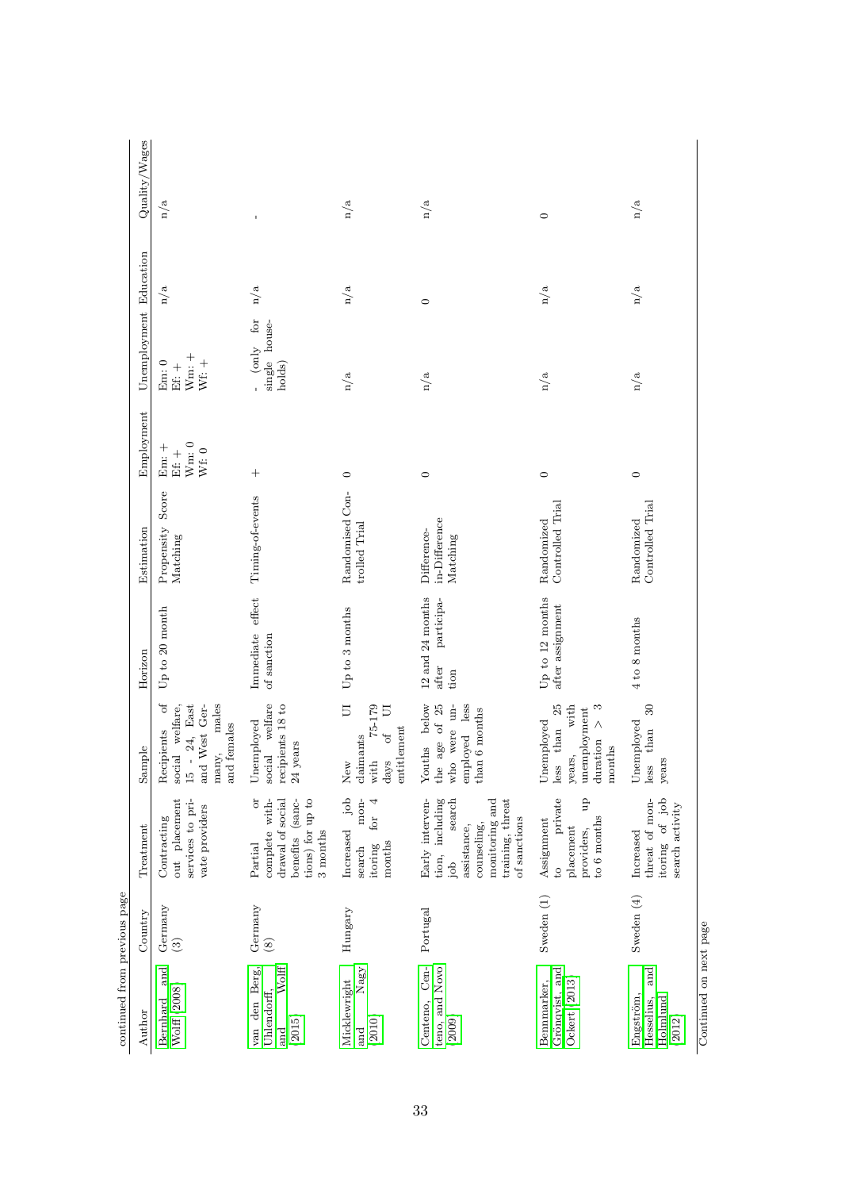continued from previous page

| Author | Country | Treatment | Sample | Horizon | Estimation | Employment | Unemployment | Education | Quality/Wages |
|---|---|---|---|---|---|---|---|---|---|
| Bernhard and Wolff (2008) | Germany (3) | Contracting out placement services to private providers | Recipients of social welfare, 15 - 24, East and West Germany, males and females | Up to 20 month | Propensity Score Matching | Em: + Ef: + Wm: 0 Wf: 0 | Em: 0 Ef: + Wm: + Wf: + | n/a | n/a |
| van den Berg, Uhlendorff, and Wolff (2015) | Germany (8) | Partial or complete withdrawal of social benefits (sanctions) for up to 3 months | Unemployed social welfare recipients 18 to 24 years | Immediate effect of sanction | Timing-of-events | + | - (only for single households) | n/a | - |
| Micklewright and Nagy (2010) | Hungary | Increased job search monitoring for 4 months | New UI claimants with 75-179 days of UI entitlement | Up to 3 months | Randomised Controlled Trial | 0 | n/a | n/a | n/a |
| Centeno, Centeno, and Novo (2009) | Portugal | Early intervention, including job search assistance, counseling, monitoring and training, threat of sanctions | Youths below the age of 25 who were unemployed less than 6 months | 12 and 24 months after participation | Difference-in-Difference Matching | 0 | n/a | 0 | n/a |
| Bennmarker, Grönqvist, and Ockert (2013) | Sweden (1) | Assignment to private placement providers, up to 6 months | Unemployed less than 25 years, with unemployment duration > 3 months | Up to 12 months after assignment | Randomized Controlled Trial | 0 | n/a | n/a | 0 |
| Engström, Hesselius, and Holmlund (2012) | Sweden (4) | Increased threat of monitoring of job search activity | Unemployed less than 30 years | 4 to 8 months | Randomized Controlled Trial | 0 | n/a | n/a | n/a |

Continued on next page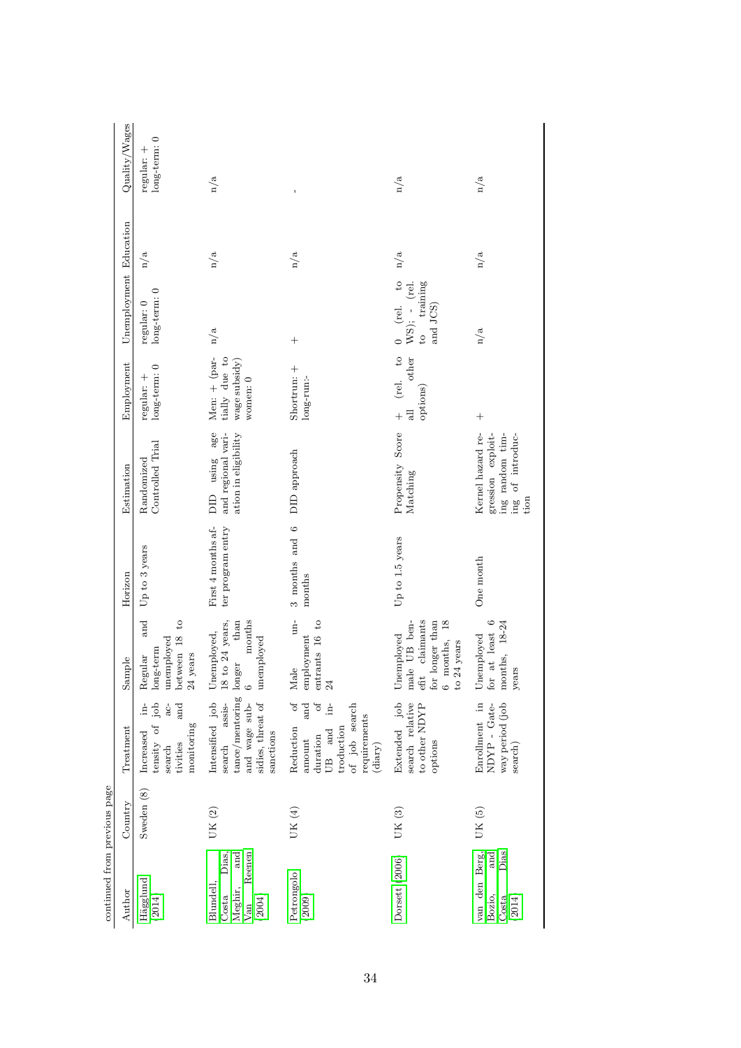continued from previous page

| Author | Country | Treatment | Sample | Horizon | Estimation | Employment | Unemployment | Education | Quality/Wages |
|---|---|---|---|---|---|---|---|---|---|
| Hägglund (2014) | Sweden (8) | Increased intensity of job search activities and monitoring | Regular and long-term unemployed between 18 to 24 years | Up to 3 years | Randomized Controlled Trial | regular: + long-term: 0 | regular: 0 long-term: 0 | n/a | regular: + long-term: 0 |
| Blundell, Costa Dias, Meghir, and Van Reenen (2004) | UK (2) | Intensified job search assistance/mentoring and wage subsidies, threat of sanctions | Unemployed, 18 to 24 years, longer than 6 months unemployed | First 4 months after program entry | DID using age and regional variation in eligibility | Men: + (partially due to wage subsidy) women: 0 | n/a | n/a | n/a |
| Petrongolo (2009) | UK (4) | Reduction of amount and duration of UB and introduction of job search requirements (diary) | Male unemployment entrants 16 to 24 | 3 months and 6 months | DID approach | Shortrun: + long-run:- | + | n/a | - |
| Dorsett (2006) | UK (3) | Extended job search relative to other NDYP options | Unemployed male UB benefit claimants for longer than 6 months, 18 to 24 years | Up to 1.5 years | Propensity Score Matching | + (rel. to all other options) | 0 (rel. to WS); - (rel. to training and JCS) | n/a | n/a |
| van den Berg, Bozio, and Costa Dias (2014) | UK (5) | Enrollment in NDYP - Gateway period (job search) | Unemployed for at least 6 months, 18-24 years | One month | Kernel hazard regression exploiting random timing of introduction | + | n/a | n/a | n/a |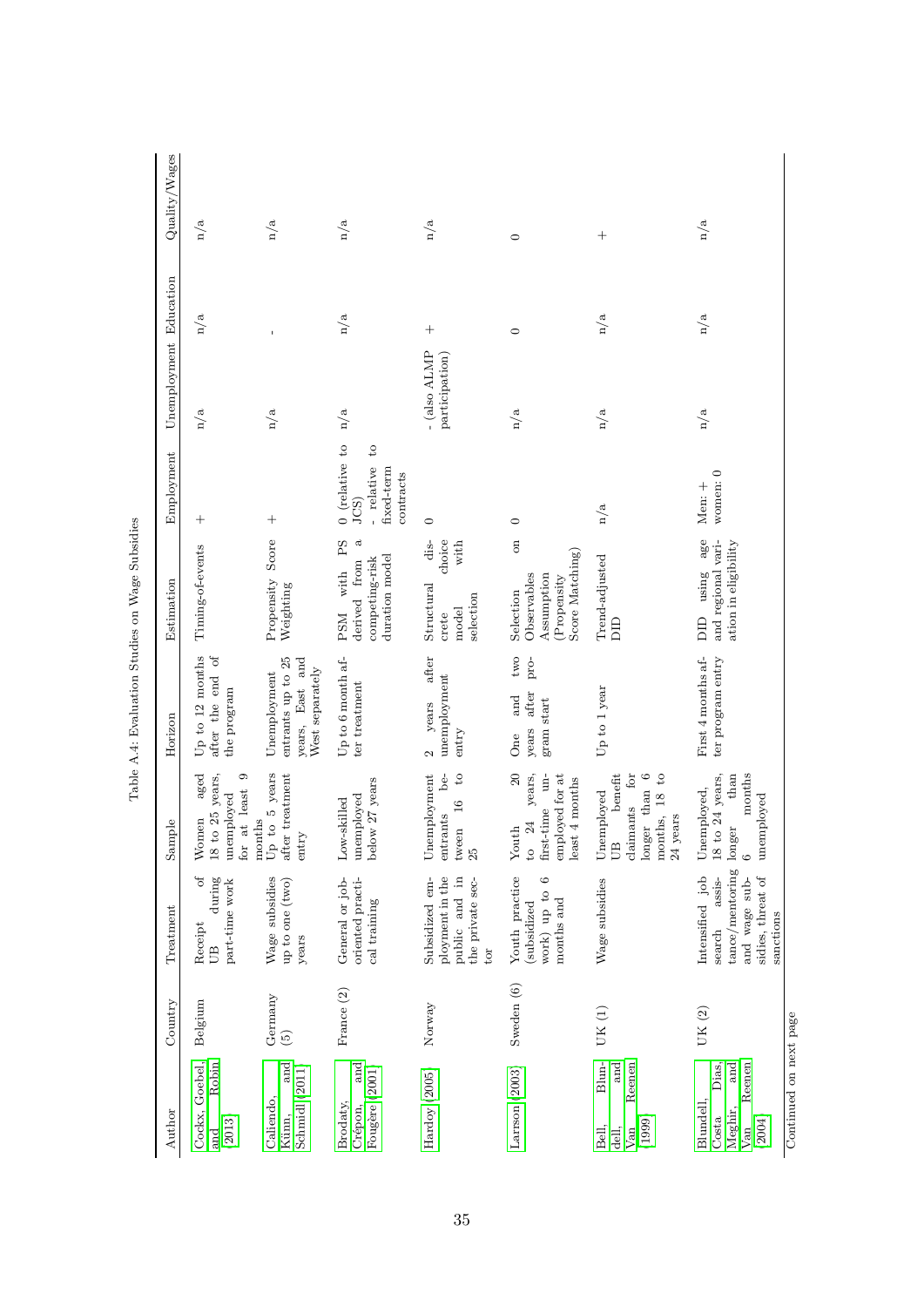Table A.4: Evaluation Studies on Wage Subsidies

| Author | Country | Treatment | Sample | Horizon | Estimation | Employment | Unemployment | Education | Quality/Wages |
|---|---|---|---|---|---|---|---|---|---|
| Cockx, Goebel, and Robin (2013) | Belgium | Receipt of UB during part-time work | Women aged 18 to 25 years, unemployed for at least 9 months | Up to 12 months after the end of the program | Timing-of-events | + | n/a | n/a | n/a |
| Caliendo, Künn, and Schmidl (2011) | Germany (5) | Wage subsidies up to one (two) years | Up to 5 years after treatment entry | Unemployment entrants up to 25 years, East and West separately | Propensity Score Weighting | + | n/a | - | n/a |
| Brodaty, Crépon, and Fougère (2001) | France (2) | General or job-oriented practical training | Low-skilled unemployed below 27 years | Up to 6 month after treatment | PSM with PS derived from a competing-risk duration model | 0 (relative to JCS) - relative to fixed-term contracts | n/a | n/a | n/a |
| Hardoy (2005) | Norway | Subsidized employment in the public and in the private sector | Unemployment entrants between 16 to 25 | 2 years after unemployment entry | Structural discrete choice model with selection | 0 | - (also ALMP participation) | + | n/a |
| Larsson (2003) | Sweden (6) | Youth practice (subsidized work) up to 6 months and | Youth 20 to 24 years, first-time unemployed for at least 4 months | One and two years after program start | Selection on Observables Assumption (Propensity Score Matching) | 0 | n/a | 0 | 0 |
| Bell, Blundell, and Van Reenen (1999) | UK (1) | Wage subsidies | Unemployed UB benefit claimants for longer than 6 months, 18 to 24 years | Up to 1 year | Trend-adjusted DID | n/a | n/a | n/a | + |
| Blundell, Costa Dias, Meghir, and Van Reenen (2004) | UK (2) | Intensified job search assistance/mentoring and wage subsidies, threat of sanctions | Unemployed, 18 to 24 years, longer than 6 months unemployed | First 4 months after program entry | DID using age and regional variation in eligibility | Men: + women: 0 | n/a | n/a | n/a |

Continued on next page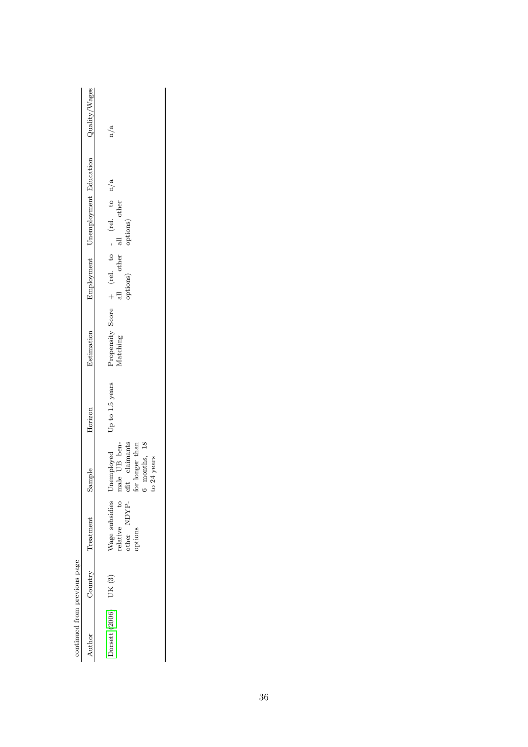continued from previous page

| Author | Country | Treatment | Sample | Horizon | Estimation | Employment | Unemployment | Education | Quality/Wages |
|---|---|---|---|---|---|---|---|---|---|
| Dorsett (2006) | UK (3) | Wage subsidies relative to other NDYP-options | Unemployed male UB benefit claimants for longer than 6 months, 18 to 24 years | Up to 1.5 years | Propensity Score Matching | + (rel. to all other options) | - (rel. to all other options) | n/a | n/a |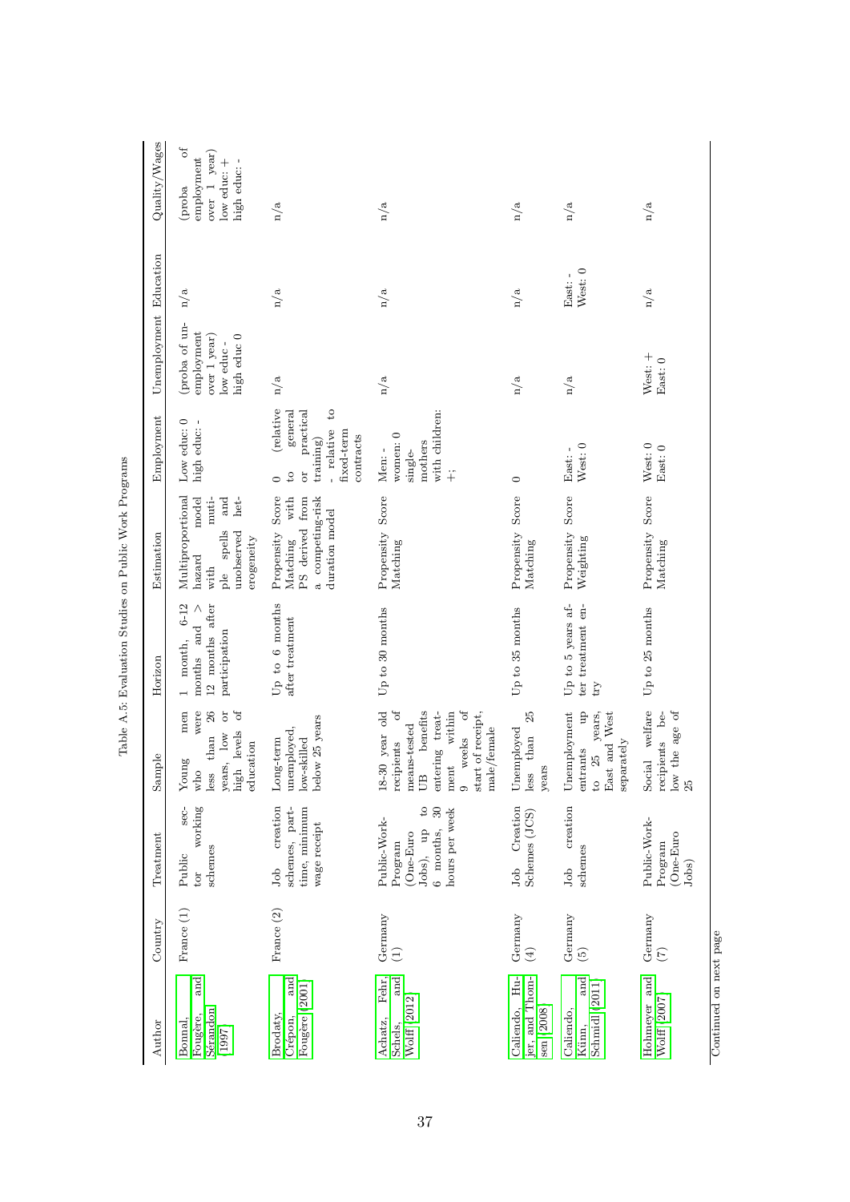Table A.5: Evaluation Studies on Public Work Programs

| Author | Country | Treatment | Sample | Horizon | Estimation | Employment | Unemployment | Education | Quality/Wages |
|---|---|---|---|---|---|---|---|---|---|
| Bonnal, Fougère, and Sérandon 1997 | France (1) | Public sector working schemes | Young men who were less than 26 years, low or high levels of education | 1 month, 6-12 months and > 12 months after participation | Multiproportional hazard model with mutiple spells and unobserved heterogeneity | Low educ: 0 high educ: - | (proba of unemployment over 1 year) low educ - high educ 0 | n/a | (proba of employment over 1 year) low educ: + high educ: - |
| Brodaty, Crépon, and Fougère 2001 | France (2) | Job creation schemes, part-time, minimum wage receipt | Long-term unemployed, low-skilled below 25 years | Up to 6 months after treatment | Propensity Score Matching with PS derived from a competing-risk duration model | 0 (relative to general or practical training) - relative to fixed-term contracts | n/a | n/a | n/a |
| Achatz, Fehr, Schels, and Wolff 2012 | Germany (1) | Public-Work-Program (One-Euro Jobs), up to 6 months, 30 hours per week | 18-30 year old recipients of means-tested UB benefits entering treatment within 9 weeks of start of receipt, male/female | Up to 30 months | Propensity Score Matching | Men: - women: 0 single-mothers with children: +; | n/a | n/a | n/a |
| Caliendo, Hujer, and Thomsen 2008 | Germany (4) | Job Creation Schemes (JCS) | Unemployed less than 25 years | Up to 35 months | Propensity Score Matching | 0 | n/a | n/a | n/a |
| Caliendo, Künn, and Schmidl 2011 | Germany (5) | Job creation schemes | Unemployment entrants up to 25 years, East and West separately | Up to 5 years after treatment entry | Propensity Score Weighting | East: - West: 0 | n/a | East: - West: 0 | n/a |
| Holmeyer and Wolff 2007 | Germany (7) | Public-Work-Program (One-Euro Jobs) | Social welfare recipients below the age of 25 | Up to 25 months | Propensity Score Matching | West: 0 East: 0 | West: + East: 0 | n/a | n/a |

Continued on next page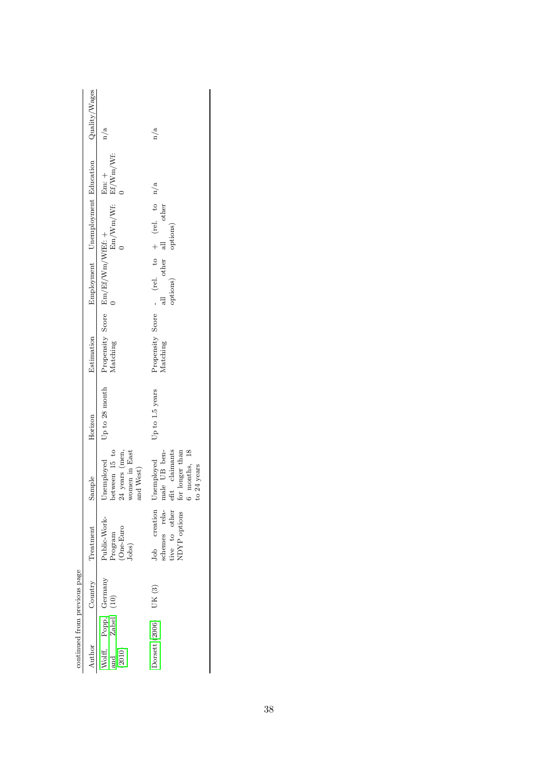continued from previous page

| Author | Country | Treatment | Sample | Horizon | Estimation | Employment | Unemployment | Education | Quality/Wages |
|---|---|---|---|---|---|---|---|---|---|
| Wolff, Popp, and Zabel (2010) | Germany (10) | Public-Work-Program (One-Euro Jobs) | Unemployed between 15 to 24 years (men, women in East and West) | Up to 28 month | Propensity Score Matching | Em/Ef/Wm/Wf: 0 | Ef: + Em/Wm/Wf: 0 | Em: + Ef/Wm/Wf: 0 | n/a |
| Dorsett (2006) | UK (3) | Job creation schemes relative to other NDYP options | Unemployed male UB benefit claimants for longer than 6 months, 18 to 24 years | Up to 1.5 years | Propensity Score Matching | - (rel. to all other options) | + (rel. to all other options) | n/a | n/a |